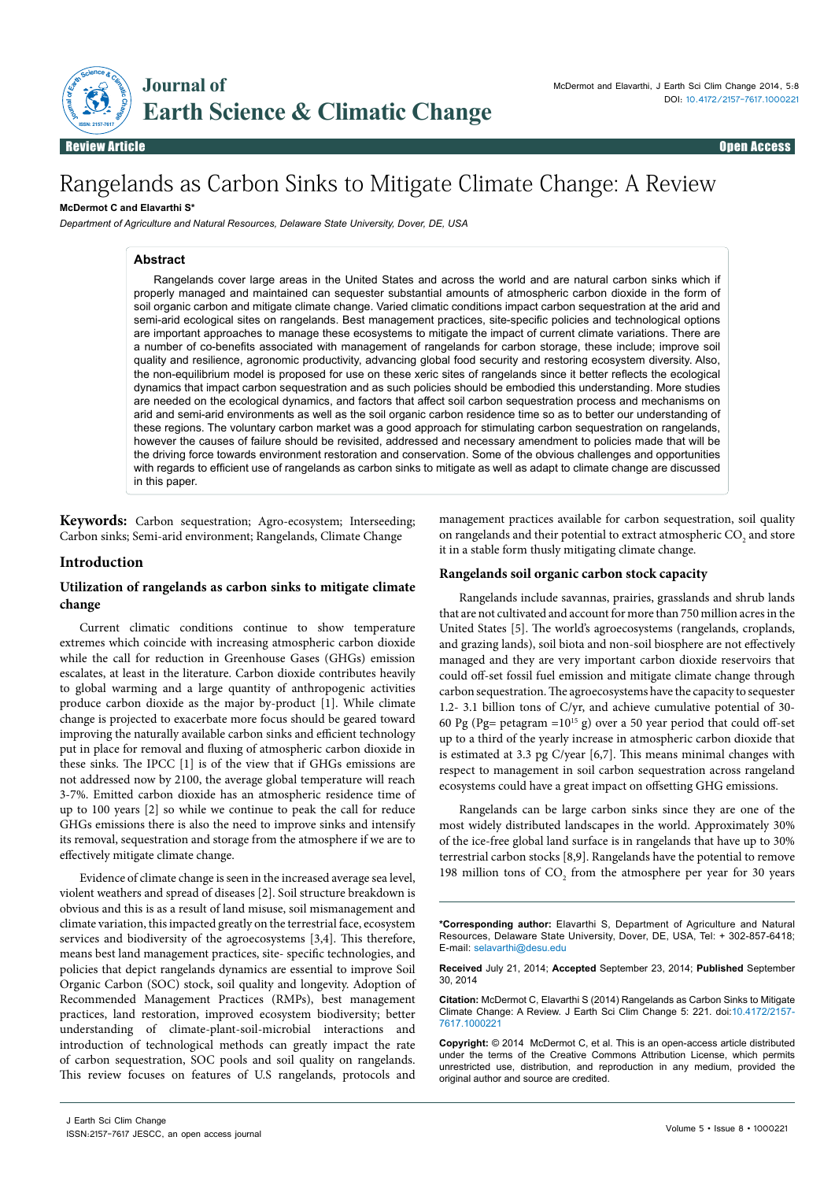# Rangelands as Carbon Sinks to Mitigate Climate Change: A Review

**McDermot C and Elavarthi S***

*Department of Agriculture and Natural Resources, Delaware State University, Dover, DE, USA*

Review Article | Open Access

## Abstract

Rangelands cover large areas in the United States and across the world and are natural carbon sinks which if properly managed and maintained can sequester substantial amounts of atmospheric carbon dioxide in the form of soil organic carbon and mitigate climate change. Varied climatic conditions impact carbon sequestration at the arid and semi-arid ecological sites on rangelands. Best management practices, site-specific policies and technological options are important approaches to manage these ecosystems to mitigate the impact of current climate variations. There are a number of co-benefits associated with management of rangelands for carbon storage, these include; improve soil quality and resilience, agronomic productivity, advancing global food security and restoring ecosystem diversity. Also, the non-equilibrium model is proposed for use on these xeric sites of rangelands since it better reflects the ecological dynamics that impact carbon sequestration and as such policies should be embodied this understanding. More studies are needed on the ecological dynamics, and factors that affect soil carbon sequestration process and mechanisms on arid and semi-arid environments as well as the soil organic carbon residence time so as to better our understanding of these regions. The voluntary carbon market was a good approach for stimulating carbon sequestration on rangelands, however the causes of failure should be revisited, addressed and necessary amendment to policies made that will be the driving force towards environment restoration and conservation. Some of the obvious challenges and opportunities with regards to efficient use of rangelands as carbon sinks to mitigate as well as adapt to climate change are discussed in this paper.

**Keywords:** Carbon sequestration; Agro-ecosystem; Interseeding; Carbon sinks; Semi-arid environment; Rangelands, Climate Change

## Introduction

### Utilization of rangelands as carbon sinks to mitigate climate change

Current climatic conditions continue to show temperature extremes which coincide with increasing atmospheric carbon dioxide while the call for reduction in Greenhouse Gases (GHGs) emission escalates, at least in the literature. Carbon dioxide contributes heavily to global warming and a large quantity of anthropogenic activities produce carbon dioxide as the major by-product [1]. While climate change is projected to exacerbate more focus should be geared toward improving the naturally available carbon sinks and efficient technology put in place for removal and fluxing of atmospheric carbon dioxide in these sinks. The IPCC [1] is of the view that if GHGs emissions are not addressed now by 2100, the average global temperature will reach 3-7%. Emitted carbon dioxide has an atmospheric residence time of up to 100 years [2] so while we continue to peak the call for reduce GHGs emissions there is also the need to improve sinks and intensify its removal, sequestration and storage from the atmosphere if we are to effectively mitigate climate change.

Evidence of climate change is seen in the increased average sea level, violent weathers and spread of diseases [2]. Soil structure breakdown is obvious and this is as a result of land misuse, soil mismanagement and climate variation, this impacted greatly on the terrestrial face, ecosystem services and biodiversity of the agroecosystems [3,4]. This therefore, means best land management practices, site- specific technologies, and policies that depict rangelands dynamics are essential to improve Soil Organic Carbon (SOC) stock, soil quality and longevity. Adoption of Recommended Management Practices (RMPs), best management practices, land restoration, improved ecosystem biodiversity; better understanding of climate-plant-soil-microbial interactions and introduction of technological methods can greatly impact the rate of carbon sequestration, SOC pools and soil quality on rangelands. This review focuses on features of U.S rangelands, protocols and management practices available for carbon sequestration, soil quality on rangelands and their potential to extract atmospheric $CO_2$ and store it in a stable form thusly mitigating climate change.

### Rangelands soil organic carbon stock capacity

Rangelands include savannas, prairies, grasslands and shrub lands that are not cultivated and account for more than 750 million acres in the United States [5]. The world's agroecosystems (rangelands, croplands, and grazing lands), soil biota and non-soil biosphere are not effectively managed and they are very important carbon dioxide reservoirs that could off-set fossil fuel emission and mitigate climate change through carbon sequestration. The agroecosystems have the capacity to sequester 1.2- 3.1 billion tons of C/yr, and achieve cumulative potential of 30-60 Pg (Pg= petagram $=10^{15}$ g) over a 50 year period that could off-set up to a third of the yearly increase in atmospheric carbon dioxide that is estimated at 3.3 pg C/year [6,7]. This means minimal changes with respect to management in soil carbon sequestration across rangeland ecosystems could have a great impact on offsetting GHG emissions.

Rangelands can be large carbon sinks since they are one of the most widely distributed landscapes in the world. Approximately 30% of the ice-free global land surface is in rangelands that have up to 30% terrestrial carbon stocks [8,9]. Rangelands have the potential to remove 198 million tons of $CO_2$ from the atmosphere per year for 30 years

---

***Corresponding author:** Elavarthi S, Department of Agriculture and Natural Resources, Delaware State University, Dover, DE, USA, Tel: + 302-857-6418; E-mail: selavarthi@desu.edu

**Received** July 21, 2014; **Accepted** September 23, 2014; **Published** September 30, 2014

**Citation:** McDermot C, Elavarthi S (2014) Rangelands as Carbon Sinks to Mitigate Climate Change: A Review. J Earth Sci Clim Change 5: 221. doi:10.4172/2157-7617.1000221

**Copyright:** © 2014 McDermot C, et al. This is an open-access article distributed under the terms of the Creative Commons Attribution License, which permits unrestricted use, distribution, and reproduction in any medium, provided the original author and source are credited.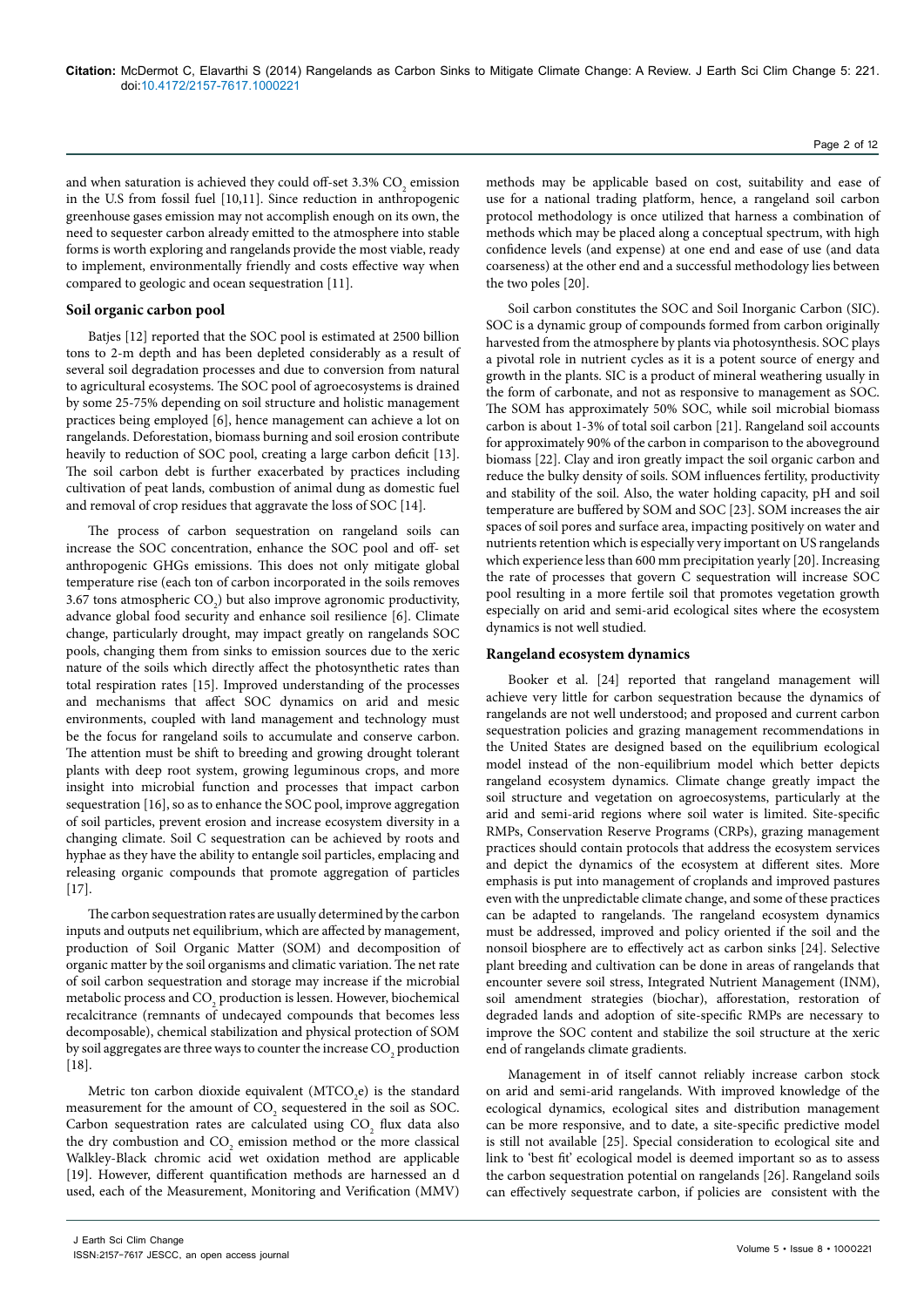and when saturation is achieved they could off-set 3.3% $CO_2$ emission in the U.S from fossil fuel [10,11]. Since reduction in anthropogenic greenhouse gases emission may not accomplish enough on its own, the need to sequester carbon already emitted to the atmosphere into stable forms is worth exploring and rangelands provide the most viable, ready to implement, environmentally friendly and costs effective way when compared to geologic and ocean sequestration [11].

### Soil organic carbon pool

Batjes [12] reported that the SOC pool is estimated at 2500 billion tons to 2-m depth and has been depleted considerably as a result of several soil degradation processes and due to conversion from natural to agricultural ecosystems. The SOC pool of agroecosystems is drained by some 25-75% depending on soil structure and holistic management practices being employed [6], hence management can achieve a lot on rangelands. Deforestation, biomass burning and soil erosion contribute heavily to reduction of SOC pool, creating a large carbon deficit [13]. The soil carbon debt is further exacerbated by practices including cultivation of peat lands, combustion of animal dung as domestic fuel and removal of crop residues that aggravate the loss of SOC [14].

The process of carbon sequestration on rangeland soils can increase the SOC concentration, enhance the SOC pool and off- set anthropogenic GHGs emissions. This does not only mitigate global temperature rise (each ton of carbon incorporated in the soils removes 3.67 tons atmospheric $CO_2$) but also improve agronomic productivity, advance global food security and enhance soil resilience [6]. Climate change, particularly drought, may impact greatly on rangelands SOC pools, changing them from sinks to emission sources due to the xeric nature of the soils which directly affect the photosynthetic rates than total respiration rates [15]. Improved understanding of the processes and mechanisms that affect SOC dynamics on arid and mesic environments, coupled with land management and technology must be the focus for rangeland soils to accumulate and conserve carbon. The attention must be shift to breeding and growing drought tolerant plants with deep root system, growing leguminous crops, and more insight into microbial function and processes that impact carbon sequestration [16], so as to enhance the SOC pool, improve aggregation of soil particles, prevent erosion and increase ecosystem diversity in a changing climate. Soil C sequestration can be achieved by roots and hyphae as they have the ability to entangle soil particles, emplacing and releasing organic compounds that promote aggregation of particles [17].

The carbon sequestration rates are usually determined by the carbon inputs and outputs net equilibrium, which are affected by management, production of Soil Organic Matter (SOM) and decomposition of organic matter by the soil organisms and climatic variation. The net rate of soil carbon sequestration and storage may increase if the microbial metabolic process and $CO_2$ production is lessen. However, biochemical recalcitrance (remnants of undecayed compounds that becomes less decomposable), chemical stabilization and physical protection of SOM by soil aggregates are three ways to counter the increase $CO_2$ production [18].

Metric ton carbon dioxide equivalent ($MTCO_2e$) is the standard measurement for the amount of $CO_2$ sequestered in the soil as SOC. Carbon sequestration rates are calculated using $CO_2$ flux data also the dry combustion and $CO_2$ emission method or the more classical Walkley-Black chromic acid wet oxidation method are applicable [19]. However, different quantification methods are harnessed an d used, each of the Measurement, Monitoring and Verification (MMV) methods may be applicable based on cost, suitability and ease of use for a national trading platform, hence, a rangeland soil carbon protocol methodology is once utilized that harness a combination of methods which may be placed along a conceptual spectrum, with high confidence levels (and expense) at one end and ease of use (and data coarseness) at the other end and a successful methodology lies between the two poles [20].

Soil carbon constitutes the SOC and Soil Inorganic Carbon (SIC). SOC is a dynamic group of compounds formed from carbon originally harvested from the atmosphere by plants via photosynthesis. SOC plays a pivotal role in nutrient cycles as it is a potent source of energy and growth in the plants. SIC is a product of mineral weathering usually in the form of carbonate, and not as responsive to management as SOC. The SOM has approximately 50% SOC, while soil microbial biomass carbon is about 1-3% of total soil carbon [21]. Rangeland soil accounts for approximately 90% of the carbon in comparison to the aboveground biomass [22]. Clay and iron greatly impact the soil organic carbon and reduce the bulky density of soils. SOM influences fertility, productivity and stability of the soil. Also, the water holding capacity, pH and soil temperature are buffered by SOM and SOC [23]. SOM increases the air spaces of soil pores and surface area, impacting positively on water and nutrients retention which is especially very important on US rangelands which experience less than 600 mm precipitation yearly [20]. Increasing the rate of processes that govern C sequestration will increase SOC pool resulting in a more fertile soil that promotes vegetation growth especially on arid and semi-arid ecological sites where the ecosystem dynamics is not well studied.

### Rangeland ecosystem dynamics

Booker et al. [24] reported that rangeland management will achieve very little for carbon sequestration because the dynamics of rangelands are not well understood; and proposed and current carbon sequestration policies and grazing management recommendations in the United States are designed based on the equilibrium ecological model instead of the non-equilibrium model which better depicts rangeland ecosystem dynamics. Climate change greatly impact the soil structure and vegetation on agroecosystems, particularly at the arid and semi-arid regions where soil water is limited. Site-specific RMPs, Conservation Reserve Programs (CRPs), grazing management practices should contain protocols that address the ecosystem services and depict the dynamics of the ecosystem at different sites. More emphasis is put into management of croplands and improved pastures even with the unpredictable climate change, and some of these practices can be adapted to rangelands. The rangeland ecosystem dynamics must be addressed, improved and policy oriented if the soil and the nonsoil biosphere are to effectively act as carbon sinks [24]. Selective plant breeding and cultivation can be done in areas of rangelands that encounter severe soil stress, Integrated Nutrient Management (INM), soil amendment strategies (biochar), afforestation, restoration of degraded lands and adoption of site-specific RMPs are necessary to improve the SOC content and stabilize the soil structure at the xeric end of rangelands climate gradients.

Management in of itself cannot reliably increase carbon stock on arid and semi-arid rangelands. With improved knowledge of the ecological dynamics, ecological sites and distribution management can be more responsive, and to date, a site-specific predictive model is still not available [25]. Special consideration to ecological site and link to 'best fit' ecological model is deemed important so as to assess the carbon sequestration potential on rangelands [26]. Rangeland soils can effectively sequestrate carbon, if policies are consistent with the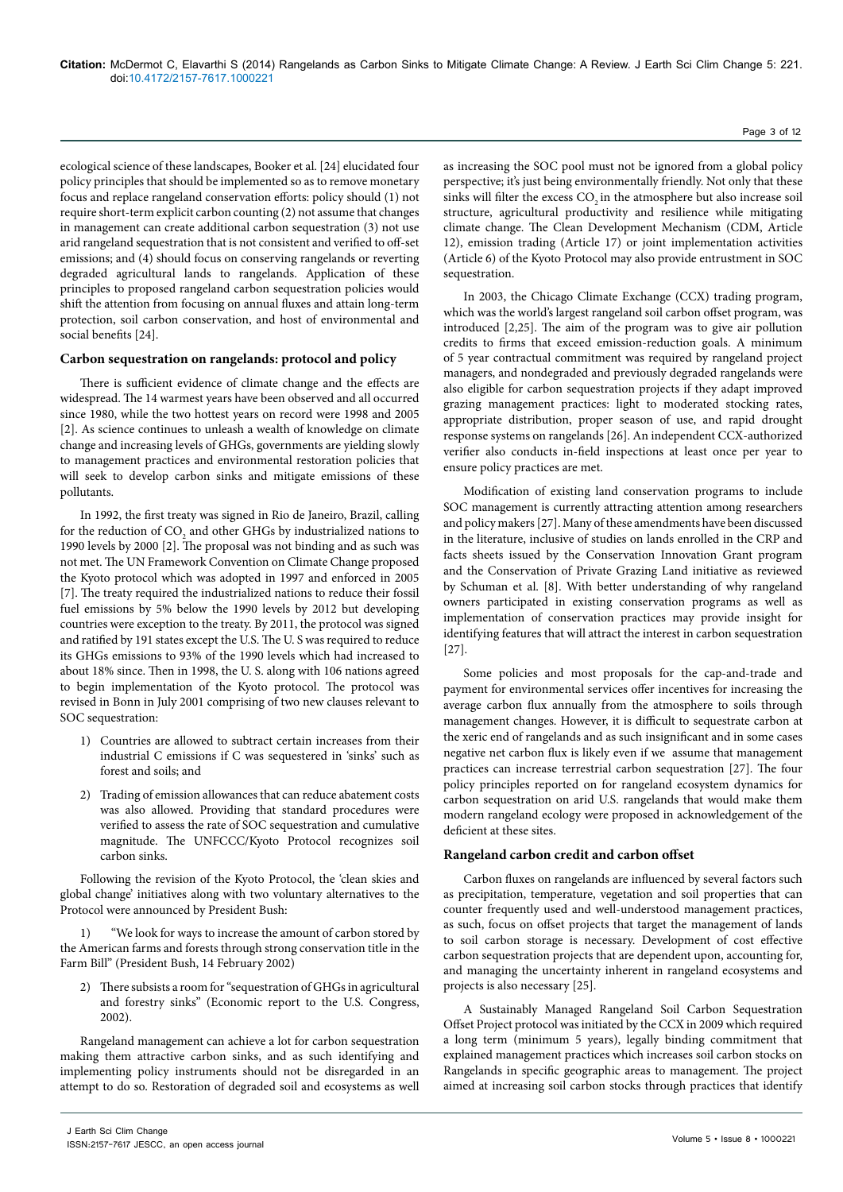ecological science of these landscapes, Booker et al. [24] elucidated four policy principles that should be implemented so as to remove monetary focus and replace rangeland conservation efforts: policy should (1) not require short-term explicit carbon counting (2) not assume that changes in management can create additional carbon sequestration (3) not use arid rangeland sequestration that is not consistent and verified to off-set emissions; and (4) should focus on conserving rangelands or reverting degraded agricultural lands to rangelands. Application of these principles to proposed rangeland carbon sequestration policies would shift the attention from focusing on annual fluxes and attain long-term protection, soil carbon conservation, and host of environmental and social benefits [24].

## Carbon sequestration on rangelands: protocol and policy

There is sufficient evidence of climate change and the effects are widespread. The 14 warmest years have been observed and all occurred since 1980, while the two hottest years on record were 1998 and 2005 [2]. As science continues to unleash a wealth of knowledge on climate change and increasing levels of GHGs, governments are yielding slowly to management practices and environmental restoration policies that will seek to develop carbon sinks and mitigate emissions of these pollutants.

In 1992, the first treaty was signed in Rio de Janeiro, Brazil, calling for the reduction of $CO_2$ and other GHGs by industrialized nations to 1990 levels by 2000 [2]. The proposal was not binding and as such was not met. The UN Framework Convention on Climate Change proposed the Kyoto protocol which was adopted in 1997 and enforced in 2005 [7]. The treaty required the industrialized nations to reduce their fossil fuel emissions by 5% below the 1990 levels by 2012 but developing countries were exception to the treaty. By 2011, the protocol was signed and ratified by 191 states except the U.S. The U. S was required to reduce its GHGs emissions to 93% of the 1990 levels which had increased to about 18% since. Then in 1998, the U. S. along with 106 nations agreed to begin implementation of the Kyoto protocol. The protocol was revised in Bonn in July 2001 comprising of two new clauses relevant to SOC sequestration:

1) Countries are allowed to subtract certain increases from their industrial C emissions if C was sequestered in 'sinks' such as forest and soils; and

2) Trading of emission allowances that can reduce abatement costs was also allowed. Providing that standard procedures were verified to assess the rate of SOC sequestration and cumulative magnitude. The UNFCCC/Kyoto Protocol recognizes soil carbon sinks.

Following the revision of the Kyoto Protocol, the 'clean skies and global change' initiatives along with two voluntary alternatives to the Protocol were announced by President Bush:

1) "We look for ways to increase the amount of carbon stored by the American farms and forests through strong conservation title in the Farm Bill" (President Bush, 14 February 2002)

2) There subsists a room for "sequestration of GHGs in agricultural and forestry sinks" (Economic report to the U.S. Congress, 2002).

Rangeland management can achieve a lot for carbon sequestration making them attractive carbon sinks, and as such identifying and implementing policy instruments should not be disregarded in an attempt to do so. Restoration of degraded soil and ecosystems as well as increasing the SOC pool must not be ignored from a global policy perspective; it's just being environmentally friendly. Not only that these sinks will filter the excess $CO_2$ in the atmosphere but also increase soil structure, agricultural productivity and resilience while mitigating climate change. The Clean Development Mechanism (CDM, Article 12), emission trading (Article 17) or joint implementation activities (Article 6) of the Kyoto Protocol may also provide entrustment in SOC sequestration.

In 2003, the Chicago Climate Exchange (CCX) trading program, which was the world's largest rangeland soil carbon offset program, was introduced [2,25]. The aim of the program was to give air pollution credits to firms that exceed emission-reduction goals. A minimum of 5 year contractual commitment was required by rangeland project managers, and nondegraded and previously degraded rangelands were also eligible for carbon sequestration projects if they adapt improved grazing management practices: light to moderated stocking rates, appropriate distribution, proper season of use, and rapid drought response systems on rangelands [26]. An independent CCX-authorized verifier also conducts in-field inspections at least once per year to ensure policy practices are met.

Modification of existing land conservation programs to include SOC management is currently attracting attention among researchers and policy makers [27]. Many of these amendments have been discussed in the literature, inclusive of studies on lands enrolled in the CRP and facts sheets issued by the Conservation Innovation Grant program and the Conservation of Private Grazing Land initiative as reviewed by Schuman et al. [8]. With better understanding of why rangeland owners participated in existing conservation programs as well as implementation of conservation practices may provide insight for identifying features that will attract the interest in carbon sequestration [27].

Some policies and most proposals for the cap-and-trade and payment for environmental services offer incentives for increasing the average carbon flux annually from the atmosphere to soils through management changes. However, it is difficult to sequestrate carbon at the xeric end of rangelands and as such insignificant and in some cases negative net carbon flux is likely even if we assume that management practices can increase terrestrial carbon sequestration [27]. The four policy principles reported on for rangeland ecosystem dynamics for carbon sequestration on arid U.S. rangelands that would make them modern rangeland ecology were proposed in acknowledgement of the deficient at these sites.

## Rangeland carbon credit and carbon offset

Carbon fluxes on rangelands are influenced by several factors such as precipitation, temperature, vegetation and soil properties that can counter frequently used and well-understood management practices, as such, focus on offset projects that target the management of lands to soil carbon storage is necessary. Development of cost effective carbon sequestration projects that are dependent upon, accounting for, and managing the uncertainty inherent in rangeland ecosystems and projects is also necessary [25].

A Sustainably Managed Rangeland Soil Carbon Sequestration Offset Project protocol was initiated by the CCX in 2009 which required a long term (minimum 5 years), legally binding commitment that explained management practices which increases soil carbon stocks on Rangelands in specific geographic areas to management. The project aimed at increasing soil carbon stocks through practices that identify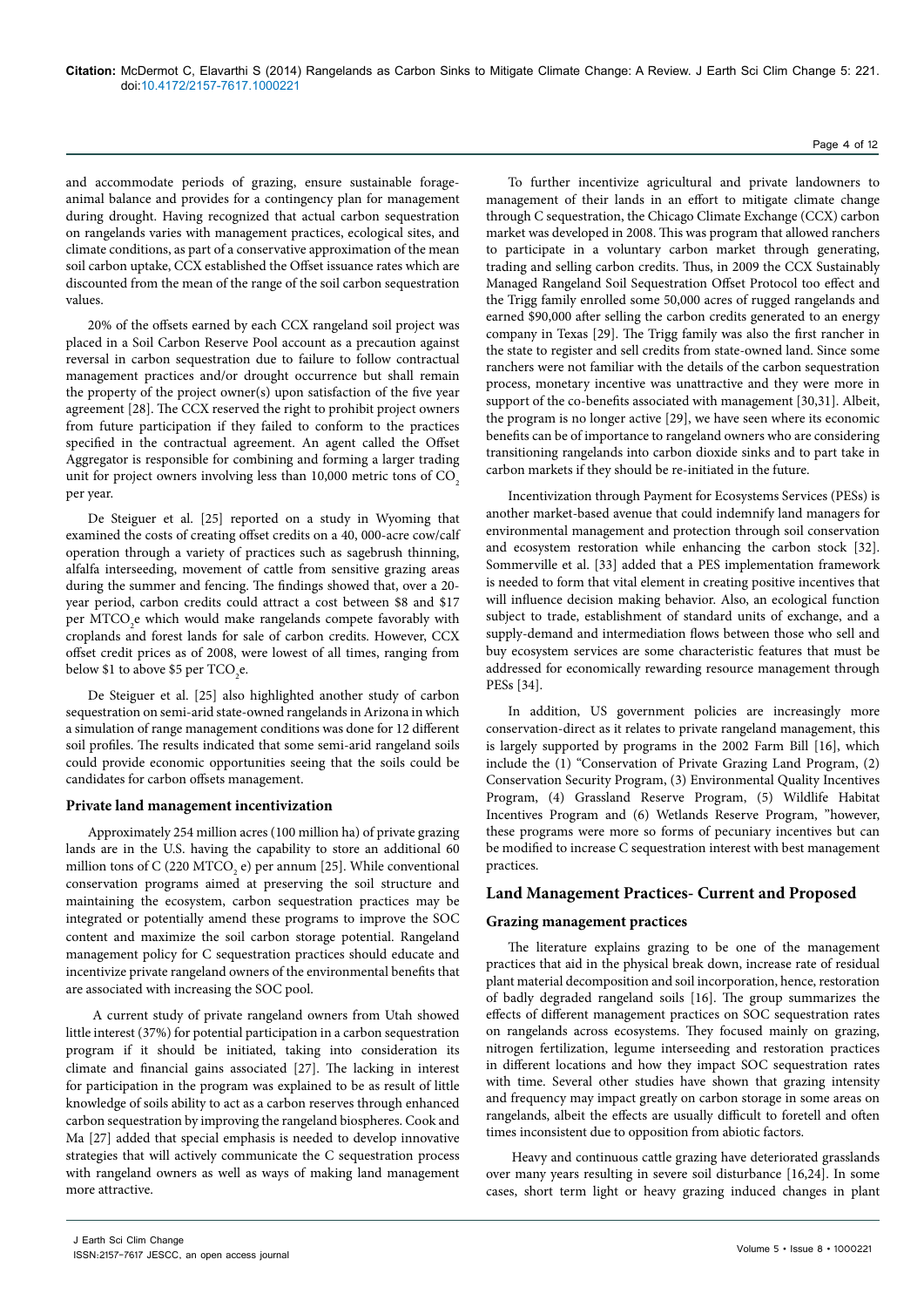and accommodate periods of grazing, ensure sustainable forage-animal balance and provides for a contingency plan for management during drought. Having recognized that actual carbon sequestration on rangelands varies with management practices, ecological sites, and climate conditions, as part of a conservative approximation of the mean soil carbon uptake, CCX established the Offset issuance rates which are discounted from the mean of the range of the soil carbon sequestration values.

20% of the offsets earned by each CCX rangeland soil project was placed in a Soil Carbon Reserve Pool account as a precaution against reversal in carbon sequestration due to failure to follow contractual management practices and/or drought occurrence but shall remain the property of the project owner(s) upon satisfaction of the five year agreement [28]. The CCX reserved the right to prohibit project owners from future participation if they failed to conform to the practices specified in the contractual agreement. An agent called the Offset Aggregator is responsible for combining and forming a larger trading unit for project owners involving less than 10,000 metric tons of $CO_2$ per year.

De Steiguer et al. [25] reported on a study in Wyoming that examined the costs of creating offset credits on a 40, 000-acre cow/calf operation through a variety of practices such as sagebrush thinning, alfalfa interseeding, movement of cattle from sensitive grazing areas during the summer and fencing. The findings showed that, over a 20-year period, carbon credits could attract a cost between \$8 and \$17 per $MTCO_2e$ which would make rangelands compete favorably with croplands and forest lands for sale of carbon credits. However, CCX offset credit prices as of 2008, were lowest of all times, ranging from below \$1 to above \$5 per $TCO_2e$.

De Steiguer et al. [25] also highlighted another study of carbon sequestration on semi-arid state-owned rangelands in Arizona in which a simulation of range management conditions was done for 12 different soil profiles. The results indicated that some semi-arid rangeland soils could provide economic opportunities seeing that the soils could be candidates for carbon offsets management.

### Private land management incentivization

Approximately 254 million acres (100 million ha) of private grazing lands are in the U.S. having the capability to store an additional 60 million tons of C (220 $MTCO_2$ e) per annum [25]. While conventional conservation programs aimed at preserving the soil structure and maintaining the ecosystem, carbon sequestration practices may be integrated or potentially amend these programs to improve the SOC content and maximize the soil carbon storage potential. Rangeland management policy for C sequestration practices should educate and incentivize private rangeland owners of the environmental benefits that are associated with increasing the SOC pool.

A current study of private rangeland owners from Utah showed little interest (37%) for potential participation in a carbon sequestration program if it should be initiated, taking into consideration its climate and financial gains associated [27]. The lacking in interest for participation in the program was explained to be as result of little knowledge of soils ability to act as a carbon reserves through enhanced carbon sequestration by improving the rangeland biospheres. Cook and Ma [27] added that special emphasis is needed to develop innovative strategies that will actively communicate the C sequestration process with rangeland owners as well as ways of making land management more attractive.

To further incentivize agricultural and private landowners to management of their lands in an effort to mitigate climate change through C sequestration, the Chicago Climate Exchange (CCX) carbon market was developed in 2008. This was program that allowed ranchers to participate in a voluntary carbon market through generating, trading and selling carbon credits. Thus, in 2009 the CCX Sustainably Managed Rangeland Soil Sequestration Offset Protocol too effect and the Trigg family enrolled some 50,000 acres of rugged rangelands and earned \$90,000 after selling the carbon credits generated to an energy company in Texas [29]. The Trigg family was also the first rancher in the state to register and sell credits from state-owned land. Since some ranchers were not familiar with the details of the carbon sequestration process, monetary incentive was unattractive and they were more in support of the co-benefits associated with management [30,31]. Albeit, the program is no longer active [29], we have seen where its economic benefits can be of importance to rangeland owners who are considering transitioning rangelands into carbon dioxide sinks and to part take in carbon markets if they should be re-initiated in the future.

Incentivization through Payment for Ecosystems Services (PESs) is another market-based avenue that could indemnify land managers for environmental management and protection through soil conservation and ecosystem restoration while enhancing the carbon stock [32]. Sommerville et al. [33] added that a PES implementation framework is needed to form that vital element in creating positive incentives that will influence decision making behavior. Also, an ecological function subject to trade, establishment of standard units of exchange, and a supply-demand and intermediation flows between those who sell and buy ecosystem services are some characteristic features that must be addressed for economically rewarding resource management through PESs [34].

In addition, US government policies are increasingly more conservation-direct as it relates to private rangeland management, this is largely supported by programs in the 2002 Farm Bill [16], which include the (1) "Conservation of Private Grazing Land Program, (2) Conservation Security Program, (3) Environmental Quality Incentives Program, (4) Grassland Reserve Program, (5) Wildlife Habitat Incentives Program and (6) Wetlands Reserve Program, "however, these programs were more so forms of pecuniary incentives but can be modified to increase C sequestration interest with best management practices.

## Land Management Practices- Current and Proposed

### Grazing management practices

The literature explains grazing to be one of the management practices that aid in the physical break down, increase rate of residual plant material decomposition and soil incorporation, hence, restoration of badly degraded rangeland soils [16]. The group summarizes the effects of different management practices on SOC sequestration rates on rangelands across ecosystems. They focused mainly on grazing, nitrogen fertilization, legume interseeding and restoration practices in different locations and how they impact SOC sequestration rates with time. Several other studies have shown that grazing intensity and frequency may impact greatly on carbon storage in some areas on rangelands, albeit the effects are usually difficult to foretell and often times inconsistent due to opposition from abiotic factors.

Heavy and continuous cattle grazing have deteriorated grasslands over many years resulting in severe soil disturbance [16,24]. In some cases, short term light or heavy grazing induced changes in plant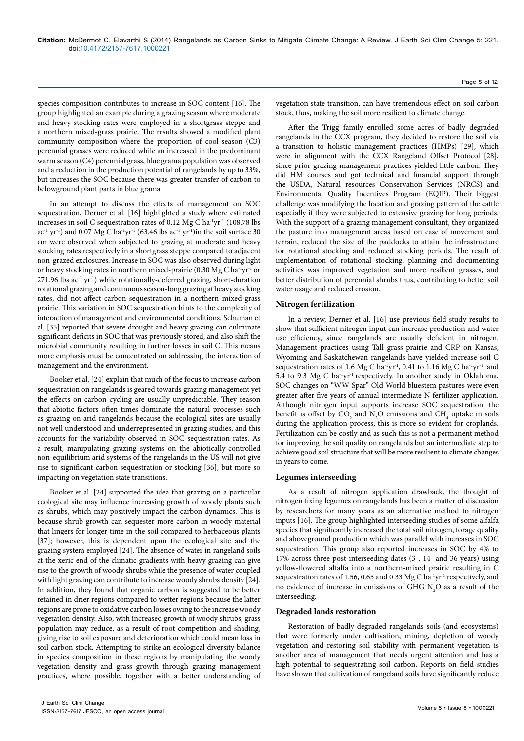species composition contributes to increase in SOC content [16]. The group highlighted an example during a grazing season where moderate and heavy stocking rates were employed in a shortgrass steppe and a northern mixed-grass prairie. The results showed a modified plant community composition where the proportion of cool-season (C3) perennial grasses were reduced while an increased in the predominant warm season (C4) perennial grass, blue grama population was observed and a reduction in the production potential of rangelands by up to 33%, but increases the SOC because there was greater transfer of carbon to belowground plant parts in blue grama.

In an attempt to discuss the effects of management on SOC sequestration, Derner et al. [16] highlighted a study where estimated increases in soil C sequestration rates of 0.12 Mg C $ha^{-1}yr^{-1}$ (108.78 lbs $ac^{-1}$ $yr^{-1}$) and 0.07 Mg C $ha^{-1}yr^{-1}$ (63.46 lbs $ac^{-1}$ $yr^{-1}$)in the soil surface 30 cm were observed when subjected to grazing at moderate and heavy stocking rates respectively in a shortgrass steppe compared to adjacent non-grazed exclosures. Increase in SOC was also observed during light or heavy stocking rates in northern mixed-prairie (0.30 Mg C $ha^{-1}yr^{-1}$ or 271.96 lbs $ac^{-1}$ $yr^{-1}$) while rotationally-deferred grazing, short-duration rotational grazing and continuous season-long grazing at heavy stocking rates, did not affect carbon sequestration in a northern mixed-grass prairie. This variation in SOC sequestration hints to the complexity of interaction of management and environmental conditions. Schuman et al. [35] reported that severe drought and heavy grazing can culminate significant deficits in SOC that was previously stored, and also shift the microbial community resulting in further losses in soil C. This means more emphasis must be concentrated on addressing the interaction of management and the environment.

Booker et al. [24] explain that much of the focus to increase carbon sequestration on rangelands is geared towards grazing management yet the effects on carbon cycling are usually unpredictable. They reason that abiotic factors often times dominate the natural processes such as grazing on arid rangelands because the ecological sites are usually not well understood and underrepresented in grazing studies, and this accounts for the variability observed in SOC sequestration rates. As a result, manipulating grazing systems on the abiotically-controlled non-equilibrium arid systems of the rangelands in the US will not give rise to significant carbon sequestration or stocking [36], but more so impacting on vegetation state transitions.

Booker et al. [24] supported the idea that grazing on a particular ecological site may influence increasing growth of woody plants such as shrubs, which may positively impact the carbon dynamics. This is because shrub growth can sequester more carbon in woody material that lingers for longer time in the soil compared to herbaceous plants [37]; however, this is dependent upon the ecological site and the grazing system employed [24]. The absence of water in rangeland soils at the xeric end of the climatic gradients with heavy grazing can give rise to the growth of woody shrubs while the presence of water coupled with light grazing can contribute to increase woody shrubs density [24]. In addition, they found that organic carbon is suggested to be better retained in drier regions compared to wetter regions because the latter regions are prone to oxidative carbon losses owing to the increase woody vegetation density. Also, with increased growth of woody shrubs, grass population may reduce, as a result of root competition and shading, giving rise to soil exposure and deterioration which could mean loss in soil carbon stock. Attempting to strike an ecological diversity balance in species composition in these regions by manipulating the woody vegetation density and grass growth through grazing management practices, where possible, together with a better understanding of vegetation state transition, can have tremendous effect on soil carbon stock, thus, making the soil more resilient to climate change.

After the Trigg family enrolled some acres of badly degraded rangelands in the CCX program, they decided to restore the soil via a transition to holistic management practices (HMPs) [29], which were in alignment with the CCX Rangeland Offset Protocol [28], since prior grazing management practices yielded little carbon. They did HM courses and got technical and financial support through the USDA, Natural resources Conservation Services (NRCS) and Environmental Quality Incentives Program (EQIP). Their biggest challenge was modifying the location and grazing pattern of the cattle especially if they were subjected to extensive grazing for long periods. With the support of a grazing management consultant, they organized the pasture into management areas based on ease of movement and terrain, reduced the size of the paddocks to attain the infrastructure for rotational stocking and reduced stocking periods. The result of implementation of rotational stocking, planning and documenting activities was improved vegetation and more resilient grasses, and better distribution of perennial shrubs thus, contributing to better soil water usage and reduced erosion.

### Nitrogen fertilization

In a review, Derner et al. [16] use previous field study results to show that sufficient nitrogen input can increase production and water use efficiency, since rangelands are usually deficient in nitrogen. Management practices using Tall grass prairie and CRP on Kansas, Wyoming and Saskatchewan rangelands have yielded increase soil C sequestration rates of 1.6 Mg C $ha^{-1}yr^{-1}$, 0.41 to 1.16 Mg C $ha^{-1}yr^{-1}$, and 5.4 to 9.3 Mg C $ha^{-1}yr^{-1}$ respectively. In another study in Oklahoma, SOC changes on "WW-Spar" Old World bluestem pastures were even greater after five years of annual intermediate N fertilizer application. Although nitrogen input supports increase SOC sequestration, the benefit is offset by $CO_2$ and $N_2O$ emissions and $CH_4$ uptake in soils during the application process, this is more so evident for croplands. Fertilization can be costly and as such this is not a permanent method for improving the soil quality on rangelands but an intermediate step to achieve good soil structure that will be more resilient to climate changes in years to come.

### Legumes interseeding

As a result of nitrogen application drawback, the thought of nitrogen fixing legumes on rangelands has been a matter of discussion by researchers for many years as an alternative method to nitrogen inputs [16]. The group highlighted interseeding studies of some alfalfa species that significantly increased the total soil nitrogen, forage quality and aboveground production which was parallel with increases in SOC sequestration. This group also reported increases in SOC by 4% to 17% across three post-interseeding dates (3-, 14- and 36 years) using yellow-flowered alfalfa into a northern-mixed prairie resulting in C sequestration rates of 1.56, 0.65 and 0.33 Mg C $ha^{-1}yr^{-1}$ respectively, and no evidence of increase in emissions of GHG $N_2O$ as a result of the interseeding.

### Degraded lands restoration

Restoration of badly degraded rangelands soils (and ecosystems) that were formerly under cultivation, mining, depletion of woody vegetation and restoring soil stability with permanent vegetation is another area of management that needs urgent attention and has a high potential to sequestrating soil carbon. Reports on field studies have shown that cultivation of rangeland soils have significantly reduce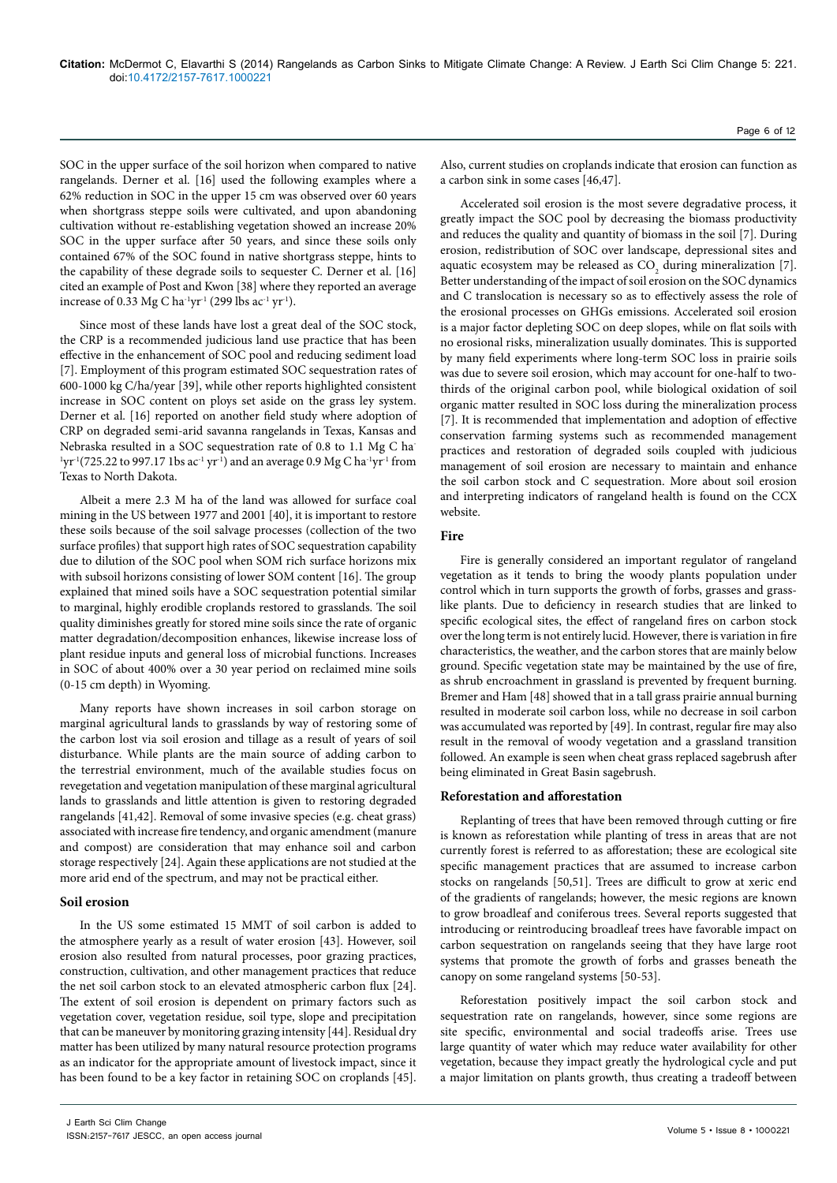SOC in the upper surface of the soil horizon when compared to native rangelands. Derner et al. [16] used the following examples where a 62% reduction in SOC in the upper 15 cm was observed over 60 years when shortgrass steppe soils were cultivated, and upon abandoning cultivation without re-establishing vegetation showed an increase 20% SOC in the upper surface after 50 years, and since these soils only contained 67% of the SOC found in native shortgrass steppe, hints to the capability of these degrade soils to sequester C. Derner et al. [16] cited an example of Post and Kwon [38] where they reported an average increase of 0.33 Mg C $ha^{-1}yr^{-1}$ (299 lbs $ac^{-1}$ $yr^{-1}$).

Since most of these lands have lost a great deal of the SOC stock, the CRP is a recommended judicious land use practice that has been effective in the enhancement of SOC pool and reducing sediment load [7]. Employment of this program estimated SOC sequestration rates of 600-1000 kg C/ha/year [39], while other reports highlighted consistent increase in SOC content on ploys set aside on the grass ley system. Derner et al. [16] reported on another field study where adoption of CRP on degraded semi-arid savanna rangelands in Texas, Kansas and Nebraska resulted in a SOC sequestration rate of 0.8 to 1.1 Mg C $ha^{-1}yr^{-1}$(725.22 to 997.17 1bs $ac^{-1}$ $yr^{-1}$) and an average 0.9 Mg C $ha^{-1}yr^{-1}$ from Texas to North Dakota.

Albeit a mere 2.3 M ha of the land was allowed for surface coal mining in the US between 1977 and 2001 [40], it is important to restore these soils because of the soil salvage processes (collection of the two surface profiles) that support high rates of SOC sequestration capability due to dilution of the SOC pool when SOM rich surface horizons mix with subsoil horizons consisting of lower SOM content [16]. The group explained that mined soils have a SOC sequestration potential similar to marginal, highly erodible croplands restored to grasslands. The soil quality diminishes greatly for stored mine soils since the rate of organic matter degradation/decomposition enhances, likewise increase loss of plant residue inputs and general loss of microbial functions. Increases in SOC of about 400% over a 30 year period on reclaimed mine soils (0-15 cm depth) in Wyoming.

Many reports have shown increases in soil carbon storage on marginal agricultural lands to grasslands by way of restoring some of the carbon lost via soil erosion and tillage as a result of years of soil disturbance. While plants are the main source of adding carbon to the terrestrial environment, much of the available studies focus on revegetation and vegetation manipulation of these marginal agricultural lands to grasslands and little attention is given to restoring degraded rangelands [41,42]. Removal of some invasive species (e.g. cheat grass) associated with increase fire tendency, and organic amendment (manure and compost) are consideration that may enhance soil and carbon storage respectively [24]. Again these applications are not studied at the more arid end of the spectrum, and may not be practical either.

## Soil erosion

In the US some estimated 15 MMT of soil carbon is added to the atmosphere yearly as a result of water erosion [43]. However, soil erosion also resulted from natural processes, poor grazing practices, construction, cultivation, and other management practices that reduce the net soil carbon stock to an elevated atmospheric carbon flux [24]. The extent of soil erosion is dependent on primary factors such as vegetation cover, vegetation residue, soil type, slope and precipitation that can be maneuver by monitoring grazing intensity [44]. Residual dry matter has been utilized by many natural resource protection programs as an indicator for the appropriate amount of livestock impact, since it has been found to be a key factor in retaining SOC on croplands [45]. Also, current studies on croplands indicate that erosion can function as a carbon sink in some cases [46,47].

Accelerated soil erosion is the most severe degradative process, it greatly impact the SOC pool by decreasing the biomass productivity and reduces the quality and quantity of biomass in the soil [7]. During erosion, redistribution of SOC over landscape, depressional sites and aquatic ecosystem may be released as $CO_2$ during mineralization [7]. Better understanding of the impact of soil erosion on the SOC dynamics and C translocation is necessary so as to effectively assess the role of the erosional processes on GHGs emissions. Accelerated soil erosion is a major factor depleting SOC on deep slopes, while on flat soils with no erosional risks, mineralization usually dominates. This is supported by many field experiments where long-term SOC loss in prairie soils was due to severe soil erosion, which may account for one-half to two-thirds of the original carbon pool, while biological oxidation of soil organic matter resulted in SOC loss during the mineralization process [7]. It is recommended that implementation and adoption of effective conservation farming systems such as recommended management practices and restoration of degraded soils coupled with judicious management of soil erosion are necessary to maintain and enhance the soil carbon stock and C sequestration. More about soil erosion and interpreting indicators of rangeland health is found on the CCX website.

## Fire

Fire is generally considered an important regulator of rangeland vegetation as it tends to bring the woody plants population under control which in turn supports the growth of forbs, grasses and grass-like plants. Due to deficiency in research studies that are linked to specific ecological sites, the effect of rangeland fires on carbon stock over the long term is not entirely lucid. However, there is variation in fire characteristics, the weather, and the carbon stores that are mainly below ground. Specific vegetation state may be maintained by the use of fire, as shrub encroachment in grassland is prevented by frequent burning. Bremer and Ham [48] showed that in a tall grass prairie annual burning resulted in moderate soil carbon loss, while no decrease in soil carbon was accumulated was reported by [49]. In contrast, regular fire may also result in the removal of woody vegetation and a grassland transition followed. An example is seen when cheat grass replaced sagebrush after being eliminated in Great Basin sagebrush.

## Reforestation and afforestation

Replanting of trees that have been removed through cutting or fire is known as reforestation while planting of tress in areas that are not currently forest is referred to as afforestation; these are ecological site specific management practices that are assumed to increase carbon stocks on rangelands [50,51]. Trees are difficult to grow at xeric end of the gradients of rangelands; however, the mesic regions are known to grow broadleaf and coniferous trees. Several reports suggested that introducing or reintroducing broadleaf trees have favorable impact on carbon sequestration on rangelands seeing that they have large root systems that promote the growth of forbs and grasses beneath the canopy on some rangeland systems [50-53].

Reforestation positively impact the soil carbon stock and sequestration rate on rangelands, however, since some regions are site specific, environmental and social tradeoffs arise. Trees use large quantity of water which may reduce water availability for other vegetation, because they impact greatly the hydrological cycle and put a major limitation on plants growth, thus creating a tradeoff between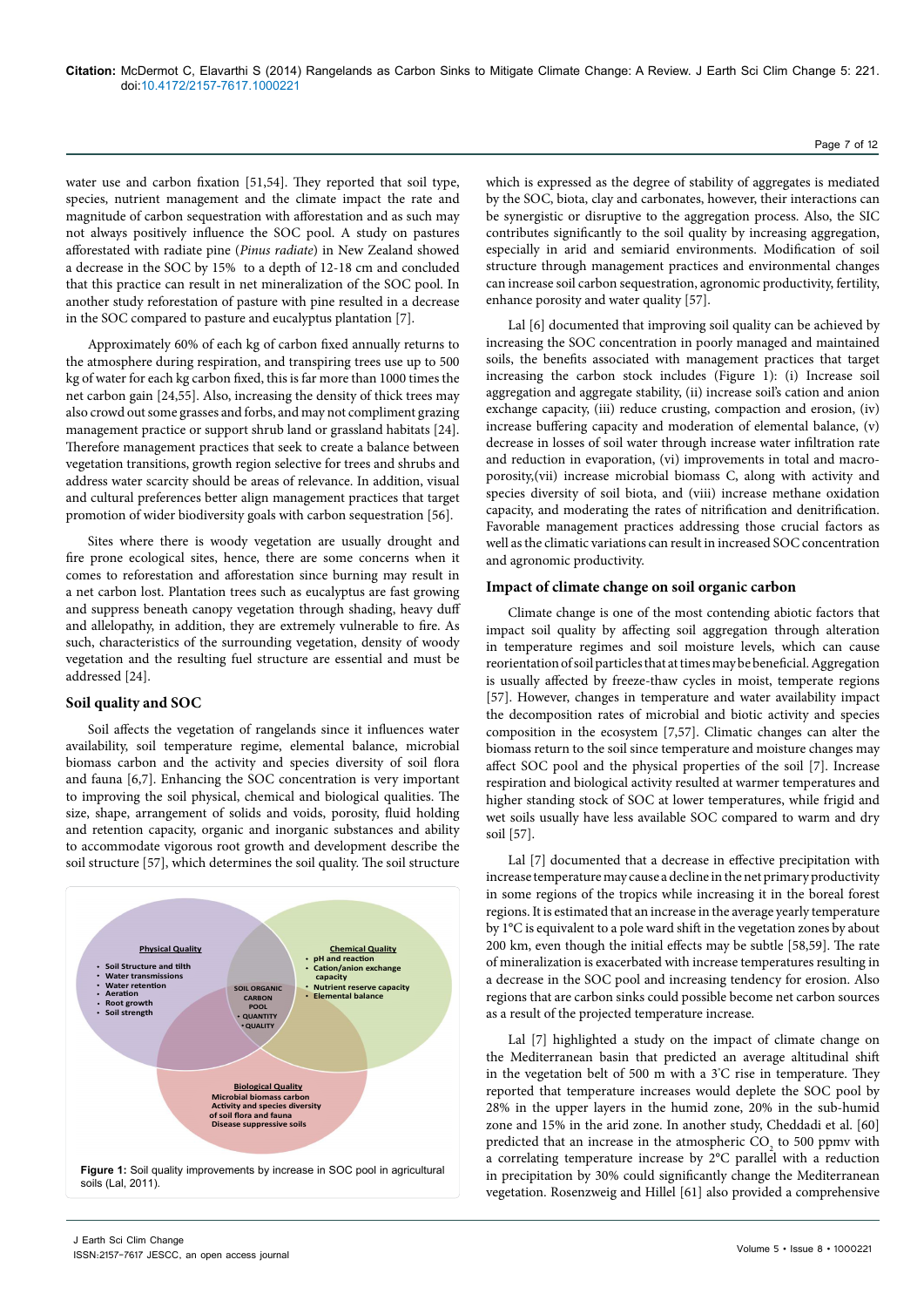water use and carbon fixation [51,54]. They reported that soil type, species, nutrient management and the climate impact the rate and magnitude of carbon sequestration with afforestation and as such may not always positively influence the SOC pool. A study on pastures afforestated with radiate pine (*Pinus radiate*) in New Zealand showed a decrease in the SOC by 15% to a depth of 12-18 cm and concluded that this practice can result in net mineralization of the SOC pool. In another study reforestation of pasture with pine resulted in a decrease in the SOC compared to pasture and eucalyptus plantation [7].

Approximately 60% of each kg of carbon fixed annually returns to the atmosphere during respiration, and transpiring trees use up to 500 kg of water for each kg carbon fixed, this is far more than 1000 times the net carbon gain [24,55]. Also, increasing the density of thick trees may also crowd out some grasses and forbs, and may not compliment grazing management practice or support shrub land or grassland habitats [24]. Therefore management practices that seek to create a balance between vegetation transitions, growth region selective for trees and shrubs and address water scarcity should be areas of relevance. In addition, visual and cultural preferences better align management practices that target promotion of wider biodiversity goals with carbon sequestration [56].

Sites where there is woody vegetation are usually drought and fire prone ecological sites, hence, there are some concerns when it comes to reforestation and afforestation since burning may result in a net carbon lost. Plantation trees such as eucalyptus are fast growing and suppress beneath canopy vegetation through shading, heavy duff and allelopathy, in addition, they are extremely vulnerable to fire. As such, characteristics of the surrounding vegetation, density of woody vegetation and the resulting fuel structure are essential and must be addressed [24].

## Soil quality and SOC

Soil affects the vegetation of rangelands since it influences water availability, soil temperature regime, elemental balance, microbial biomass carbon and the activity and species diversity of soil flora and fauna [6,7]. Enhancing the SOC concentration is very important to improving the soil physical, chemical and biological qualities. The size, shape, arrangement of solids and voids, porosity, fluid holding and retention capacity, organic and inorganic substances and ability to accommodate vigorous root growth and development describe the soil structure [57], which determines the soil quality. The soil structure which is expressed as the degree of stability of aggregates is mediated by the SOC, biota, clay and carbonates, however, their interactions can be synergistic or disruptive to the aggregation process. Also, the SIC contributes significantly to the soil quality by increasing aggregation, especially in arid and semiarid environments. Modification of soil structure through management practices and environmental changes can increase soil carbon sequestration, agronomic productivity, fertility, enhance porosity and water quality [57].

Physical Quality
- Soil Structure and tilth
- Water transmissions
- Water retention
- Aeration
- Root growth
- Soil strength

Chemical Quality
- pH and reaction
- Cation/anion exchange capacity
- Nutrient reserve capacity
- Elemental balance

SOIL ORGANIC CARBON POOL
- QUANTITY
- QUALITY

Biological Quality
Microbial biomass carbon
Activity and species diversity of soil flora and fauna
Disease suppressive soils

**Figure 1:** Soil quality improvements by increase in SOC pool in agricultural soils (Lal, 2011).

Lal [6] documented that improving soil quality can be achieved by increasing the SOC concentration in poorly managed and maintained soils, the benefits associated with management practices that target increasing the carbon stock includes (Figure 1): (i) Increase soil aggregation and aggregate stability, (ii) increase soil's cation and anion exchange capacity, (iii) reduce crusting, compaction and erosion, (iv) increase buffering capacity and moderation of elemental balance, (v) decrease in losses of soil water through increase water infiltration rate and reduction in evaporation, (vi) improvements in total and macro-porosity,(vii) increase microbial biomass C, along with activity and species diversity of soil biota, and (viii) increase methane oxidation capacity, and moderating the rates of nitrification and denitrification. Favorable management practices addressing those crucial factors as well as the climatic variations can result in increased SOC concentration and agronomic productivity.

## Impact of climate change on soil organic carbon

Climate change is one of the most contending abiotic factors that impact soil quality by affecting soil aggregation through alteration in temperature regimes and soil moisture levels, which can cause reorientation of soil particles that at times may be beneficial. Aggregation is usually affected by freeze-thaw cycles in moist, temperate regions [57]. However, changes in temperature and water availability impact the decomposition rates of microbial and biotic activity and species composition in the ecosystem [7,57]. Climatic changes can alter the biomass return to the soil since temperature and moisture changes may affect SOC pool and the physical properties of the soil [7]. Increase respiration and biological activity resulted at warmer temperatures and higher standing stock of SOC at lower temperatures, while frigid and wet soils usually have less available SOC compared to warm and dry soil [57].

Lal [7] documented that a decrease in effective precipitation with increase temperature may cause a decline in the net primary productivity in some regions of the tropics while increasing it in the boreal forest regions. It is estimated that an increase in the average yearly temperature by 1°C is equivalent to a pole ward shift in the vegetation zones by about 200 km, even though the initial effects may be subtle [58,59]. The rate of mineralization is exacerbated with increase temperatures resulting in a decrease in the SOC pool and increasing tendency for erosion. Also regions that are carbon sinks could possible become net carbon sources as a result of the projected temperature increase.

Lal [7] highlighted a study on the impact of climate change on the Mediterranean basin that predicted an average altitudinal shift in the vegetation belt of 500 m with a 3°C rise in temperature. They reported that temperature increases would deplete the SOC pool by 28% in the upper layers in the humid zone, 20% in the sub-humid zone and 15% in the arid zone. In another study, Cheddadi et al. [60] predicted that an increase in the atmospheric $CO_2$ to 500 ppmv with a correlating temperature increase by 2°C parallel with a reduction in precipitation by 30% could significantly change the Mediterranean vegetation. Rosenzweig and Hillel [61] also provided a comprehensive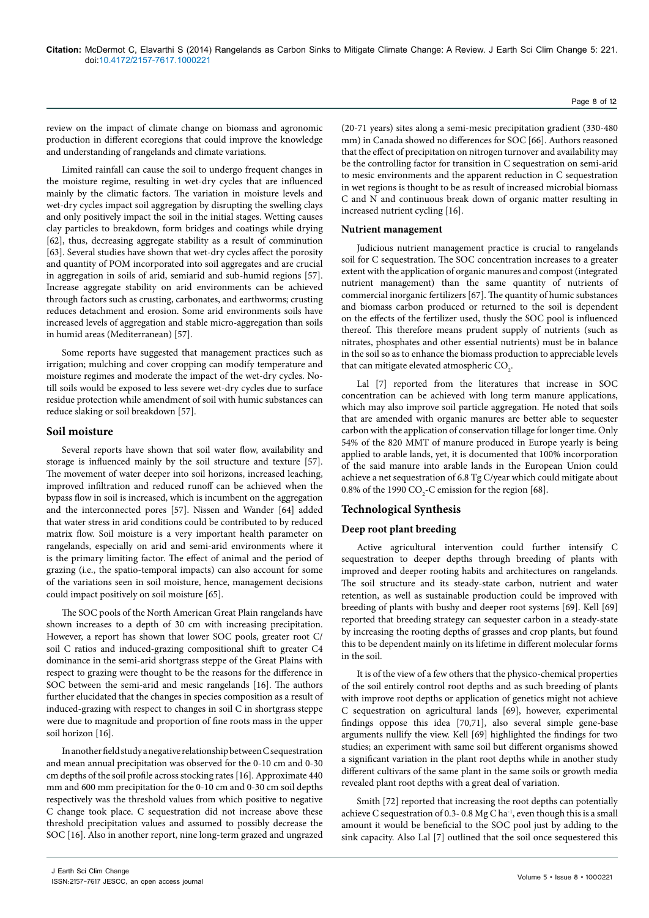review on the impact of climate change on biomass and agronomic production in different ecoregions that could improve the knowledge and understanding of rangelands and climate variations.

Limited rainfall can cause the soil to undergo frequent changes in the moisture regime, resulting in wet-dry cycles that are influenced mainly by the climatic factors. The variation in moisture levels and wet-dry cycles impact soil aggregation by disrupting the swelling clays and only positively impact the soil in the initial stages. Wetting causes clay particles to breakdown, form bridges and coatings while drying [62], thus, decreasing aggregate stability as a result of comminution [63]. Several studies have shown that wet-dry cycles affect the porosity and quantity of POM incorporated into soil aggregates and are crucial in aggregation in soils of arid, semiarid and sub-humid regions [57]. Increase aggregate stability on arid environments can be achieved through factors such as crusting, carbonates, and earthworms; crusting reduces detachment and erosion. Some arid environments soils have increased levels of aggregation and stable micro-aggregation than soils in humid areas (Mediterranean) [57].

Some reports have suggested that management practices such as irrigation; mulching and cover cropping can modify temperature and moisture regimes and moderate the impact of the wet-dry cycles. No-till soils would be exposed to less severe wet-dry cycles due to surface residue protection while amendment of soil with humic substances can reduce slaking or soil breakdown [57].

## Soil moisture

Several reports have shown that soil water flow, availability and storage is influenced mainly by the soil structure and texture [57]. The movement of water deeper into soil horizons, increased leaching, improved infiltration and reduced runoff can be achieved when the bypass flow in soil is increased, which is incumbent on the aggregation and the interconnected pores [57]. Nissen and Wander [64] added that water stress in arid conditions could be contributed to by reduced matrix flow. Soil moisture is a very important health parameter on rangelands, especially on arid and semi-arid environments where it is the primary limiting factor. The effect of animal and the period of grazing (i.e., the spatio-temporal impacts) can also account for some of the variations seen in soil moisture, hence, management decisions could impact positively on soil moisture [65].

The SOC pools of the North American Great Plain rangelands have shown increases to a depth of 30 cm with increasing precipitation. However, a report has shown that lower SOC pools, greater root C/soil C ratios and induced-grazing compositional shift to greater C4 dominance in the semi-arid shortgrass steppe of the Great Plains with respect to grazing were thought to be the reasons for the difference in SOC between the semi-arid and mesic rangelands [16]. The authors further elucidated that the changes in species composition as a result of induced-grazing with respect to changes in soil C in shortgrass steppe were due to magnitude and proportion of fine roots mass in the upper soil horizon [16].

In another field study a negative relationship between C sequestration and mean annual precipitation was observed for the 0-10 cm and 0-30 cm depths of the soil profile across stocking rates [16]. Approximate 440 mm and 600 mm precipitation for the 0-10 cm and 0-30 cm soil depths respectively was the threshold values from which positive to negative C change took place. C sequestration did not increase above these threshold precipitation values and assumed to possibly decrease the SOC [16]. Also in another report, nine long-term grazed and ungrazed (20-71 years) sites along a semi-mesic precipitation gradient (330-480 mm) in Canada showed no differences for SOC [66]. Authors reasoned that the effect of precipitation on nitrogen turnover and availability may be the controlling factor for transition in C sequestration on semi-arid to mesic environments and the apparent reduction in C sequestration in wet regions is thought to be as result of increased microbial biomass C and N and continuous break down of organic matter resulting in increased nutrient cycling [16].

### Nutrient management

Judicious nutrient management practice is crucial to rangelands soil for C sequestration. The SOC concentration increases to a greater extent with the application of organic manures and compost (integrated nutrient management) than the same quantity of nutrients of commercial inorganic fertilizers [67]. The quantity of humic substances and biomass carbon produced or returned to the soil is dependent on the effects of the fertilizer used, thusly the SOC pool is influenced thereof. This therefore means prudent supply of nutrients (such as nitrates, phosphates and other essential nutrients) must be in balance in the soil so as to enhance the biomass production to appreciable levels that can mitigate elevated atmospheric $CO_2$.

Lal [7] reported from the literatures that increase in SOC concentration can be achieved with long term manure applications, which may also improve soil particle aggregation. He noted that soils that are amended with organic manures are better able to sequester carbon with the application of conservation tillage for longer time. Only 54% of the 820 MMT of manure produced in Europe yearly is being applied to arable lands, yet, it is documented that 100% incorporation of the said manure into arable lands in the European Union could achieve a net sequestration of 6.8 Tg C/year which could mitigate about 0.8% of the 1990 $CO_2$-C emission for the region [68].

## Technological Synthesis

### Deep root plant breeding

Active agricultural intervention could further intensify C sequestration to deeper depths through breeding of plants with improved and deeper rooting habits and architectures on rangelands. The soil structure and its steady-state carbon, nutrient and water retention, as well as sustainable production could be improved with breeding of plants with bushy and deeper root systems [69]. Kell [69] reported that breeding strategy can sequester carbon in a steady-state by increasing the rooting depths of grasses and crop plants, but found this to be dependent mainly on its lifetime in different molecular forms in the soil.

It is of the view of a few others that the physico-chemical properties of the soil entirely control root depths and as such breeding of plants with improve root depths or application of genetics might not achieve C sequestration on agricultural lands [69], however, experimental findings oppose this idea [70,71], also several simple gene-base arguments nullify the view. Kell [69] highlighted the findings for two studies; an experiment with same soil but different organisms showed a significant variation in the plant root depths while in another study different cultivars of the same plant in the same soils or growth media revealed plant root depths with a great deal of variation.

Smith [72] reported that increasing the root depths can potentially achieve C sequestration of 0.3- 0.8 Mg C ha$^{-1}$, even though this is a small amount it would be beneficial to the SOC pool just by adding to the sink capacity. Also Lal [7] outlined that the soil once sequestered this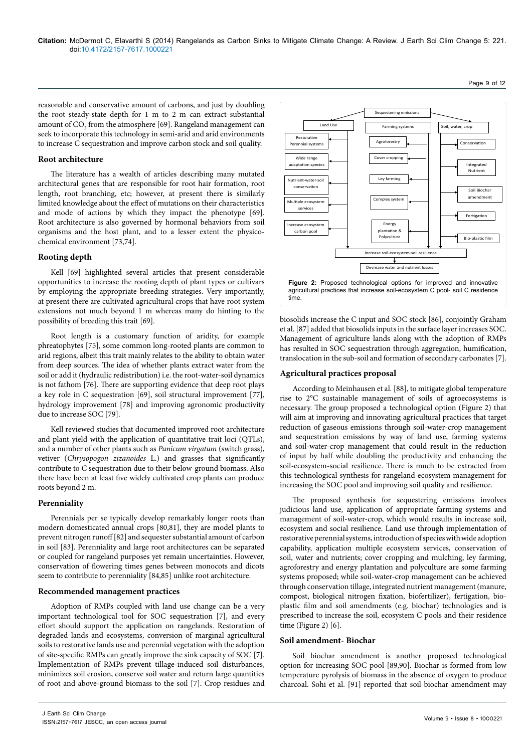reasonable and conservative amount of carbons, and just by doubling the root steady-state depth for 1 m to 2 m can extract substantial amount of $CO_2$ from the atmosphere [69]. Rangeland management can seek to incorporate this technology in semi-arid and arid environments to increase C sequestration and improve carbon stock and soil quality.

### Root architecture

The literature has a wealth of articles describing many mutated architectural genes that are responsible for root hair formation, root length, root branching, etc; however, at present there is similarly limited knowledge about the effect of mutations on their characteristics and mode of actions by which they impact the phenotype [69]. Root architecture is also governed by hormonal behaviors from soil organisms and the host plant, and to a lesser extent the physico-chemical environment [73,74].

### Rooting depth

Kell [69] highlighted several articles that present considerable opportunities to increase the rooting depth of plant types or cultivars by employing the appropriate breeding strategies. Very importantly, at present there are cultivated agricultural crops that have root system extensions not much beyond 1 m whereas many do hinting to the possibility of breeding this trait [69].

Root length is a customary function of aridity, for example phreatophytes [75], some common long-rooted plants are common to arid regions, albeit this trait mainly relates to the ability to obtain water from deep sources. The idea of whether plants extract water from the soil or add it (hydraulic redistribution) i.e. the root-water-soil dynamics is not fathom [76]. There are supporting evidence that deep root plays a key role in C sequestration [69], soil structural improvement [77], hydrology improvement [78] and improving agronomic productivity due to increase SOC [79].

Kell reviewed studies that documented improved root architecture and plant yield with the application of quantitative trait loci (QTLs), and a number of other plants such as *Panicum virgatum* (switch grass), vetiver (*Chrysopogon zizanoides* L.) and grasses that significantly contribute to C sequestration due to their below-ground biomass. Also there have been at least five widely cultivated crop plants can produce roots beyond 2 m.

### Perenniality

Perennials per se typically develop remarkably longer roots than modern domesticated annual crops [80,81], they are model plants to prevent nitrogen runoff [82] and sequester substantial amount of carbon in soil [83]. Perenniality and large root architectures can be separated or coupled for rangeland purposes yet remain uncertainties. However, conservation of flowering times genes between monocots and dicots seem to contribute to perenniality [84,85] unlike root architecture.

### Recommended management practices

Adoption of RMPs coupled with land use change can be a very important technological tool for SOC sequestration [7], and every effort should support the application on rangelands. Restoration of degraded lands and ecosystems, conversion of marginal agricultural soils to restorative lands use and perennial vegetation with the adoption of site-specific RMPs can greatly improve the sink capacity of SOC [7]. Implementation of RMPs prevent tillage-induced soil disturbances, minimizes soil erosion, conserve soil water and return large quantities of root and above-ground biomass to the soil [7]. Crop residues and biosolids increase the C input and SOC stock [86], conjointly Graham et al. [87] added that biosolids inputs in the surface layer increases SOC. Management of agriculture lands along with the adoption of RMPs has resulted in SOC sequestration through aggregation, humification, translocation in the sub-soil and formation of secondary carbonates [7].

**Figure 2:** Proposed technological options for improved and innovative agricultural practices that increase soil-ecosystem C pool- soil C residence time.

### Agricultural practices proposal

According to Meinhausen et al. [88], to mitigate global temperature rise to 2°C sustainable management of soils of agroecosystems is necessary. The group proposed a technological option (Figure 2) that will aim at improving and innovating agricultural practices that target reduction of gaseous emissions through soil-water-crop management and sequestration emissions by way of land use, farming systems and soil-water-crop management that could result in the reduction of input by half while doubling the productivity and enhancing the soil-ecosystem-social resilience. There is much to be extracted from this technological synthesis for rangeland ecosystem management for increasing the SOC pool and improving soil quality and resilience.

The proposed synthesis for sequestering emissions involves judicious land use, application of appropriate farming systems and management of soil-water-crop, which would results in increase soil, ecosystem and social resilience. Land use through implementation of restorative perennial systems, introduction of species with wide adoption capability, application multiple ecosystem services, conservation of soil, water and nutrients; cover cropping and mulching, ley farming, agroforestry and energy plantation and polyculture are some farming systems proposed; while soil-water-crop management can be achieved through conservation tillage, integrated nutrient management (manure, compost, biological nitrogen fixation, biofertilizer), fertigation, bio-plastic film and soil amendments (e.g. biochar) technologies and is prescribed to increase the soil, ecosystem C pools and their residence time (Figure 2) [6].

### Soil amendment- Biochar

Soil biochar amendment is another proposed technological option for increasing SOC pool [89,90]. Biochar is formed from low temperature pyrolysis of biomass in the absence of oxygen to produce charcoal. Sohi et al. [91] reported that soil biochar amendment may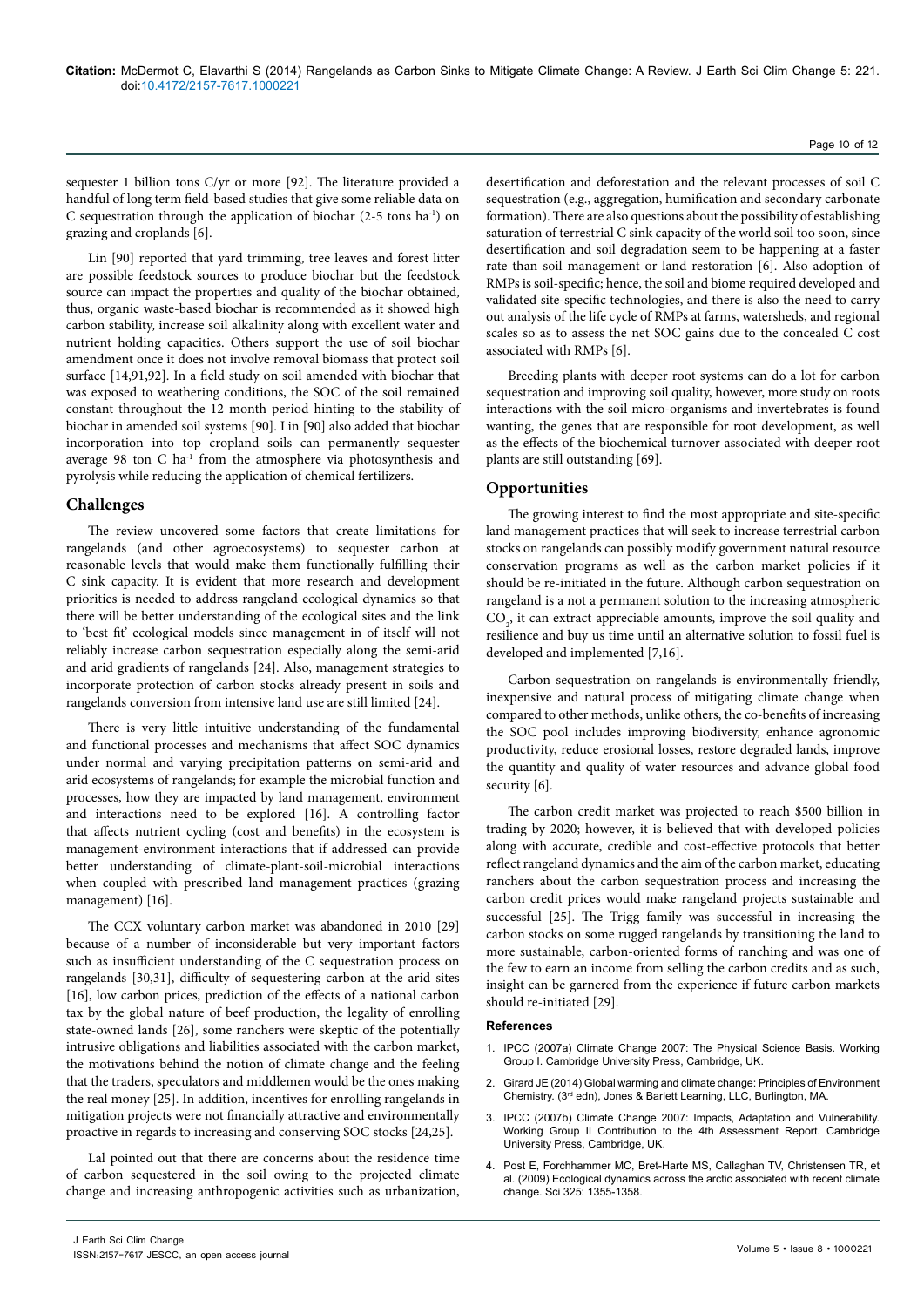sequester 1 billion tons C/yr or more [92]. The literature provided a handful of long term field-based studies that give some reliable data on C sequestration through the application of biochar (2-5 tons $ha^{-1}$) on grazing and croplands [6].

Lin [90] reported that yard trimming, tree leaves and forest litter are possible feedstock sources to produce biochar but the feedstock source can impact the properties and quality of the biochar obtained, thus, organic waste-based biochar is recommended as it showed high carbon stability, increase soil alkalinity along with excellent water and nutrient holding capacities. Others support the use of soil biochar amendment once it does not involve removal biomass that protect soil surface [14,91,92]. In a field study on soil amended with biochar that was exposed to weathering conditions, the SOC of the soil remained constant throughout the 12 month period hinting to the stability of biochar in amended soil systems [90]. Lin [90] also added that biochar incorporation into top cropland soils can permanently sequester average 98 ton C $ha^{-1}$ from the atmosphere via photosynthesis and pyrolysis while reducing the application of chemical fertilizers.

## Challenges

The review uncovered some factors that create limitations for rangelands (and other agroecosystems) to sequester carbon at reasonable levels that would make them functionally fulfilling their C sink capacity. It is evident that more research and development priorities is needed to address rangeland ecological dynamics so that there will be better understanding of the ecological sites and the link to 'best fit' ecological models since management in of itself will not reliably increase carbon sequestration especially along the semi-arid and arid gradients of rangelands [24]. Also, management strategies to incorporate protection of carbon stocks already present in soils and rangelands conversion from intensive land use are still limited [24].

There is very little intuitive understanding of the fundamental and functional processes and mechanisms that affect SOC dynamics under normal and varying precipitation patterns on semi-arid and arid ecosystems of rangelands; for example the microbial function and processes, how they are impacted by land management, environment and interactions need to be explored [16]. A controlling factor that affects nutrient cycling (cost and benefits) in the ecosystem is management-environment interactions that if addressed can provide better understanding of climate-plant-soil-microbial interactions when coupled with prescribed land management practices (grazing management) [16].

The CCX voluntary carbon market was abandoned in 2010 [29] because of a number of inconsiderable but very important factors such as insufficient understanding of the C sequestration process on rangelands [30,31], difficulty of sequestering carbon at the arid sites [16], low carbon prices, prediction of the effects of a national carbon tax by the global nature of beef production, the legality of enrolling state-owned lands [26], some ranchers were skeptic of the potentially intrusive obligations and liabilities associated with the carbon market, the motivations behind the notion of climate change and the feeling that the traders, speculators and middlemen would be the ones making the real money [25]. In addition, incentives for enrolling rangelands in mitigation projects were not financially attractive and environmentally proactive in regards to increasing and conserving SOC stocks [24,25].

Lal pointed out that there are concerns about the residence time of carbon sequestered in the soil owing to the projected climate change and increasing anthropogenic activities such as urbanization, desertification and deforestation and the relevant processes of soil C sequestration (e.g., aggregation, humification and secondary carbonate formation). There are also questions about the possibility of establishing saturation of terrestrial C sink capacity of the world soil too soon, since desertification and soil degradation seem to be happening at a faster rate than soil management or land restoration [6]. Also adoption of RMPs is soil-specific; hence, the soil and biome required developed and validated site-specific technologies, and there is also the need to carry out analysis of the life cycle of RMPs at farms, watersheds, and regional scales so as to assess the net SOC gains due to the concealed C cost associated with RMPs [6].

Breeding plants with deeper root systems can do a lot for carbon sequestration and improving soil quality, however, more study on roots interactions with the soil micro-organisms and invertebrates is found wanting, the genes that are responsible for root development, as well as the effects of the biochemical turnover associated with deeper root plants are still outstanding [69].

## Opportunities

The growing interest to find the most appropriate and site-specific land management practices that will seek to increase terrestrial carbon stocks on rangelands can possibly modify government natural resource conservation programs as well as the carbon market policies if it should be re-initiated in the future. Although carbon sequestration on rangeland is a not a permanent solution to the increasing atmospheric $CO_2$, it can extract appreciable amounts, improve the soil quality and resilience and buy us time until an alternative solution to fossil fuel is developed and implemented [7,16].

Carbon sequestration on rangelands is environmentally friendly, inexpensive and natural process of mitigating climate change when compared to other methods, unlike others, the co-benefits of increasing the SOC pool includes improving biodiversity, enhance agronomic productivity, reduce erosional losses, restore degraded lands, improve the quantity and quality of water resources and advance global food security [6].

The carbon credit market was projected to reach $500 billion in trading by 2020; however, it is believed that with developed policies along with accurate, credible and cost-effective protocols that better reflect rangeland dynamics and the aim of the carbon market, educating ranchers about the carbon sequestration process and increasing the carbon credit prices would make rangeland projects sustainable and successful [25]. The Trigg family was successful in increasing the carbon stocks on some rugged rangelands by transitioning the land to more sustainable, carbon-oriented forms of ranching and was one of the few to earn an income from selling the carbon credits and as such, insight can be garnered from the experience if future carbon markets should be re-initiated [29].

## References

1. IPCC (2007a) Climate Change 2007: The Physical Science Basis. Working Group I. Cambridge University Press, Cambridge, UK.
2. Girard JE (2014) Global warming and climate change: Principles of Environment Chemistry. (3rd edn), Jones & Bartlett Learning, LLC, Burlington, MA.
3. IPCC (2007b) Climate Change 2007: Impacts, Adaptation and Vulnerability. Working Group II Contribution to the 4th Assessment Report. Cambridge University Press, Cambridge, UK.
4. Post E, Forchhammer MC, Bret-Harte MS, Callaghan TV, Christensen TR, et al. (2009) Ecological dynamics across the arctic associated with recent climate change. Sci 325: 1355-1358.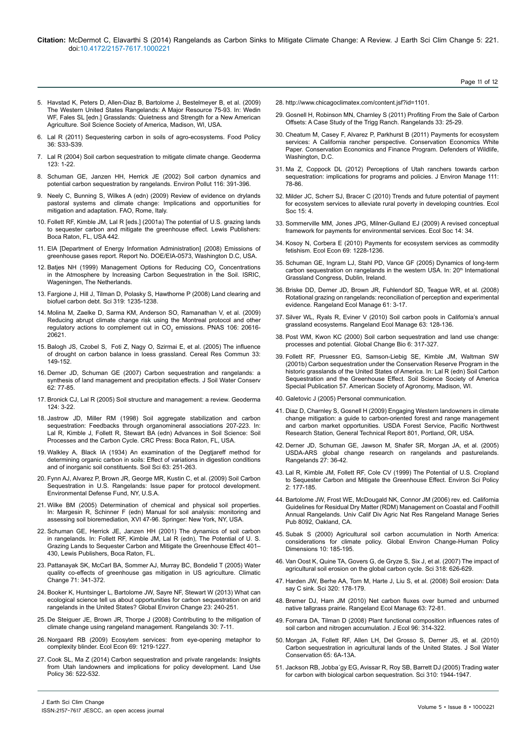5. Havstad K, Peters D, Allen-Diaz B, Bartolome J, Bestelmeyer B, et al. (2009) The Western United States Rangelands: A Major Resource 75-93. In: Wedin WF, Fales SL [edn.] Grasslands: Quietness and Strength for a New American Agriculture. Soil Science Society of America, Madison, WI, USA.

6. Lal R (2011) Sequestering carbon in soils of agro-ecosystems. Food Policy 36: S33-S39.

7. Lal R (2004) Soil carbon sequestration to mitigate climate change. Geoderma 123: 1-22.

8. Schuman GE, Janzen HH, Herrick JE (2002) Soil carbon dynamics and potential carbon sequestration by rangelands. Environ Pollut 116: 391-396.

9. Neely C, Bunning S, Wilkes A (edn) (2009) Review of evidence on drylands pastoral systems and climate change: Implications and opportunities for mitigation and adaptation. FAO, Rome, Italy.

10. Follett RF, Kimble JM, Lal R [eds.] (2001a) The potential of U.S. grazing lands to sequester carbon and mitigate the greenhouse effect. Lewis Publishers: Boca Raton, FL, USA 442.

11. EIA [Department of Energy Information Administration] (2008) Emissions of greenhouse gases report. Report No. DOE/EIA-0573, Washington D.C, USA.

12. Batjes NH (1999) Management Options for Reducing $CO_2$ Concentrations in the Atmosphere by Increasing Carbon Sequestration in the Soil. ISRIC, Wageningen, The Netherlands.

13. Fargione J, Hill J, Tilman D, Polasky S, Hawthorne P (2008) Land clearing and biofuel carbon debt. Sci 319: 1235-1238.

14. Molina M, Zaelke D, Sarma KM, Anderson SO, Ramanathan V, et al. (2009) Reducing abrupt climate change risk using the Montreal protocol and other regulatory actions to complement cut in $CO_2$ emissions. PNAS 106: 20616-20621.

15. Balogh JS, Czobel S, Foti Z, Nagy O, Szirmai E, et al. (2005) The influence of drought on carbon balance in loess grassland. Cereal Res Commun 33: 149-152.

16. Derner JD, Schuman GE (2007) Carbon sequestration and rangelands: a synthesis of land management and precipitation effects. J Soil Water Conserv 62: 77-85.

17. Bronick CJ, Lal R (2005) Soil structure and management: a review. Geoderma 124: 3-22.

18. Jastrow JD, Miller RM (1998) Soil aggregate stabilization and carbon sequestration: Feedbacks through organomineral associations 207-223. In: Lal R, Kimble J, Follett R, Stewart BA (edn) Advances in Soil Science: Soil Processes and the Carbon Cycle. CRC Press: Boca Raton, FL, USA.

19. Walkley A, Black IA (1934) An examination of the Degtjareff method for determining organic carbon in soils: Effect of variations in digestion conditions and of inorganic soil constituents. Soil Sci 63: 251-263.

20. Fynn AJ, Alvarez P, Brown JR, George MR, Kustin C, et al. (2009) Soil Carbon Sequestration in U.S. Rangelands: Issue paper for protocol development. Environmental Defense Fund, NY, U.S.A.

21. Wilke BM (2005) Determination of chemical and physical soil properties. In: Margesin R, Schinner F (edn) Manual for soil analysis: monitoring and assessing soil bioremediation, XVI 47-96. Springer: New York, NY, USA.

22. Schuman GE, Herrick JE, Janzen HH (2001) The dynamics of soil carbon in rangelands. In: Follett RF, Kimble JM, Lal R (edn), The Potential of U. S. Grazing Lands to Sequester Carbon and Mitigate the Greenhouse Effect 401–430, Lewis Publishers, Boca Raton, FL.

23. Pattanayak SK, McCarl BA, Sommer AJ, Murray BC, Bondelid T (2005) Water quality co-effects of greenhouse gas mitigation in US agriculture. Climatic Change 71: 341-372.

24. Booker K, Huntsinger L, Bartolome JW, Sayre NF, Stewart W (2013) What can ecological science tell us about opportunities for carbon sequestration on arid rangelands in the United States? Global Environ Change 23: 240-251.

25. De Steiguer JE, Brown JR, Thorpe J (2008) Contributing to the mitigation of climate change using rangeland management. Rangelands 30: 7-11.

26. Norgaard RB (2009) Ecosytem services: from eye-opening metaphor to complexity blinder. Ecol Econ 69: 1219-1227.

27. Cook SL, Ma Z (2014) Carbon sequestration and private rangelands: Insights from Utah landowners and implications for policy development. Land Use Policy 36: 522-532.

28. http://www.chicagoclimatex.com/content.jsf?id=1101.

29. Gosnell H, Robinson MN, Charnley S (2011) Profiting From the Sale of Carbon Offsets: A Case Study of the Trigg Ranch. Rangelands 33: 25-29.

30. Cheatum M, Casey F, Alvarez P, Parkhurst B (2011) Payments for ecosystem services: A California rancher perspective. Conservation Economics White Paper. Conservation Economics and Finance Program. Defenders of Wildlife, Washington, D.C.

31. Ma Z, Coppock DL (2012) Perceptions of Utah ranchers towards carbon sequestration: implications for programs and policies. J Environ Manage 111: 78-86.

32. Milder JC, Scherr SJ, Bracer C (2010) Trends and future potential of payment for ecosystem services to alleviate rural poverty in developing countries. Ecol Soc 15: 4.

33. Sommerville MM, Jones JPG, Milner-Gulland EJ (2009) A revised conceptual framework for payments for environmental services. Ecol Soc 14: 34.

34. Kosoy N, Corbera E (2010) Payments for ecosystem services as commodity fetishism. Ecol Econ 69: 1228-1236.

35. Schuman GE, Ingram LJ, Stahl PD, Vance GF (2005) Dynamics of long-term carbon sequestration on rangelands in the western USA. In: 20th International Grassland Congress, Dublin, Ireland.

36. Briske DD, Derner JD, Brown JR, Fuhlendorf SD, Teague WR, et al. (2008) Rotational grazing on rangelands: reconciliation of perception and experimental evidence. Rangeland Ecol Manage 61: 3-17.

37. Silver WL, Ryals R, Eviner V (2010) Soil carbon pools in California's annual grassland ecosystems. Rangeland Ecol Manage 63: 128-136.

38. Post WM, Kwon KC (2000) Soil carbon sequestration and land use change: processes and potential. Global Change Bio 6: 317-327.

39. Follett RF, Pruessner EG, Samson-Liebig SE, Kimble JM, Waltman SW (2001b) Carbon sequestration under the Conservation Reserve Program in the historic grasslands of the United States of America. In: Lal R (edn) Soil Carbon Sequestration and the Greenhouse Effect. Soil Science Society of America Special Publication 57. American Society of Agronomy, Madison, WI.

40. Galetovic J (2005) Personal communication.

41. Diaz D, Charnley S, Gosnell H (2009) Engaging Western landowners in climate change mitigation: a guide to carbon-oriented forest and range management and carbon market opportunities. USDA Forest Service, Pacific Northwest Research Station, General Technical Report 801, Portland, OR, USA.

42. Derner JD, Schuman GE, Jawson M, Shafer SR, Morgan JA, et al. (2005) USDA-ARS global change research on rangelands and pasturelands. Rangelands 27: 36-42.

43. Lal R, Kimble JM, Follett RF, Cole CV (1999) The Potential of U.S. Cropland to Sequester Carbon and Mitigate the Greenhouse Effect. Environ Sci Policy 2: 177-185.

44. Bartolome JW, Frost WE, McDougald NK, Connor JM (2006) rev. ed. California Guidelines for Residual Dry Matter (RDM) Management on Coastal and Foothill Annual Rangelands. Univ Calif Div Agric Nat Res Rangeland Manage Series Pub 8092, Oakland, CA.

45. Subak S (2000) Agricultural soil carbon accumulation in North America: considerations for climate policy. Global Environ Change-Human Policy Dimensions 10: 185-195.

46. Van Oost K, Quine TA, Govers G, de Gryze S, Six J, et al. (2007) The impact of agricultural soil erosion on the global carbon cycle. Sci 318: 626-629.

47. Harden JW, Berhe AA, Torn M, Harte J, Liu S, et al. (2008) Soil erosion: Data say C sink. Sci 320: 178-179.

48. Bremer DJ, Ham JM (2010) Net carbon fluxes over burned and unburned native tallgrass prairie. Rangeland Ecol Manage 63: 72-81.

49. Fornara DA, Tilman D (2008) Plant functional composition influences rates of soil carbon and nitrogen accumulation. J Ecol 96: 314-322.

50. Morgan JA, Follett RF, Allen LH, Del Grosso S, Derner JS, et al. (2010) Carbon sequestration in agricultural lands of the United States. J Soil Water Conservation 65: 6A-13A.

51. Jackson RB, Jobba´gy EG, Avissar R, Roy SB, Barrett DJ (2005) Trading water for carbon with biological carbon sequestration. Sci 310: 1944-1947.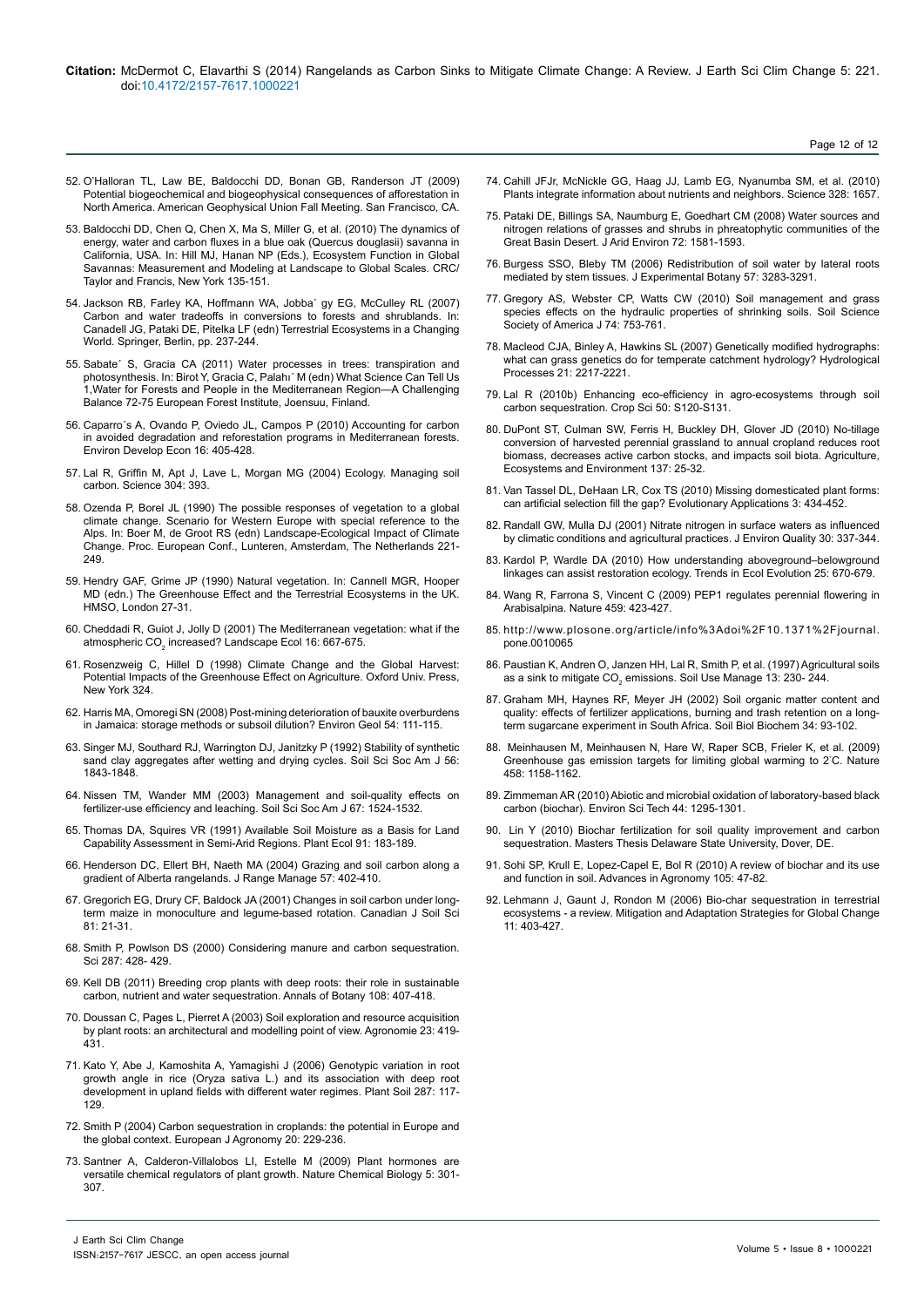52. O'Halloran TL, Law BE, Baldocchi DD, Bonan GB, Randerson JT (2009) Potential biogeochemical and biogeophysical consequences of afforestation in North America. American Geophysical Union Fall Meeting. San Francisco, CA.

53. Baldocchi DD, Chen Q, Chen X, Ma S, Miller G, et al. (2010) The dynamics of energy, water and carbon fluxes in a blue oak (Quercus douglasii) savanna in California, USA. In: Hill MJ, Hanan NP (Eds.), Ecosystem Function in Global Savannas: Measurement and Modeling at Landscape to Global Scales. CRC/Taylor and Francis, New York 135-151.

54. Jackson RB, Farley KA, Hoffmann WA, Jobba´ gy EG, McCulley RL (2007) Carbon and water tradeoffs in conversions to forests and shrublands. In: Canadell JG, Pataki DE, Pitelka LF (edn) Terrestrial Ecosystems in a Changing World. Springer, Berlin, pp. 237-244.

55. Sabate´ S, Gracia CA (2011) Water processes in trees: transpiration and photosynthesis. In: Birot Y, Gracia C, Palahı´ M (edn) What Science Can Tell Us 1,Water for Forests and People in the Mediterranean Region—A Challenging Balance 72-75 European Forest Institute, Joensuu, Finland.

56. Caparro´s A, Ovando P, Oviedo JL, Campos P (2010) Accounting for carbon in avoided degradation and reforestation programs in Mediterranean forests. Environ Develop Econ 16: 405-428.

57. Lal R, Griffin M, Apt J, Lave L, Morgan MG (2004) Ecology. Managing soil carbon. Science 304: 393.

58. Ozenda P, Borel JL (1990) The possible responses of vegetation to a global climate change. Scenario for Western Europe with special reference to the Alps. In: Boer M, de Groot RS (edn) Landscape-Ecological Impact of Climate Change. Proc. European Conf., Lunteren, Amsterdam, The Netherlands 221-249.

59. Hendry GAF, Grime JP (1990) Natural vegetation. In: Cannell MGR, Hooper MD (edn.) The Greenhouse Effect and the Terrestrial Ecosystems in the UK. HMSO, London 27-31.

60. Cheddadi R, Guiot J, Jolly D (2001) The Mediterranean vegetation: what if the atmospheric $CO_2$ increased? Landscape Ecol 16: 667-675.

61. Rosenzweig C, Hillel D (1998) Climate Change and the Global Harvest: Potential Impacts of the Greenhouse Effect on Agriculture. Oxford Univ. Press, New York 324.

62. Harris MA, Omoregi SN (2008) Post-mining deterioration of bauxite overburdens in Jamaica: storage methods or subsoil dilution? Environ Geol 54: 111-115.

63. Singer MJ, Southard RJ, Warrington DJ, Janitzky P (1992) Stability of synthetic sand clay aggregates after wetting and drying cycles. Soil Sci Soc Am J 56: 1843-1848.

64. Nissen TM, Wander MM (2003) Management and soil-quality effects on fertilizer-use efficiency and leaching. Soil Sci Soc Am J 67: 1524-1532.

65. Thomas DA, Squires VR (1991) Available Soil Moisture as a Basis for Land Capability Assessment in Semi-Arid Regions. Plant Ecol 91: 183-189.

66. Henderson DC, Ellert BH, Naeth MA (2004) Grazing and soil carbon along a gradient of Alberta rangelands. J Range Manage 57: 402-410.

67. Gregorich EG, Drury CF, Baldock JA (2001) Changes in soil carbon under long-term maize in monoculture and legume-based rotation. Canadian J Soil Sci 81: 21-31.

68. Smith P, Powlson DS (2000) Considering manure and carbon sequestration. Sci 287: 428- 429.

69. Kell DB (2011) Breeding crop plants with deep roots: their role in sustainable carbon, nutrient and water sequestration. Annals of Botany 108: 407-418.

70. Doussan C, Pages L, Pierret A (2003) Soil exploration and resource acquisition by plant roots: an architectural and modelling point of view. Agronomie 23: 419-431.

71. Kato Y, Abe J, Kamoshita A, Yamagishi J (2006) Genotypic variation in root growth angle in rice (Oryza sativa L.) and its association with deep root development in upland fields with different water regimes. Plant Soil 287: 117-129.

72. Smith P (2004) Carbon sequestration in croplands: the potential in Europe and the global context. European J Agronomy 20: 229-236.

73. Santner A, Calderon-Villalobos LI, Estelle M (2009) Plant hormones are versatile chemical regulators of plant growth. Nature Chemical Biology 5: 301-307.

74. Cahill JFJr, McNickle GG, Haag JJ, Lamb EG, Nyanumba SM, et al. (2010) Plants integrate information about nutrients and neighbors. Science 328: 1657.

75. Pataki DE, Billings SA, Naumburg E, Goedhart CM (2008) Water sources and nitrogen relations of grasses and shrubs in phreatophytic communities of the Great Basin Desert. J Arid Environ 72: 1581-1593.

76. Burgess SSO, Bleby TM (2006) Redistribution of soil water by lateral roots mediated by stem tissues. J Experimental Botany 57: 3283-3291.

77. Gregory AS, Webster CP, Watts CW (2010) Soil management and grass species effects on the hydraulic properties of shrinking soils. Soil Science Society of America J 74: 753-761.

78. Macleod CJA, Binley A, Hawkins SL (2007) Genetically modified hydrographs: what can grass genetics do for temperate catchment hydrology? Hydrological Processes 21: 2217-2221.

79. Lal R (2010b) Enhancing eco-efficiency in agro-ecosystems through soil carbon sequestration. Crop Sci 50: S120-S131.

80. DuPont ST, Culman SW, Ferris H, Buckley DH, Glover JD (2010) No-tillage conversion of harvested perennial grassland to annual cropland reduces root biomass, decreases active carbon stocks, and impacts soil biota. Agriculture, Ecosystems and Environment 137: 25-32.

81. Van Tassel DL, DeHaan LR, Cox TS (2010) Missing domesticated plant forms: can artificial selection fill the gap? Evolutionary Applications 3: 434-452.

82. Randall GW, Mulla DJ (2001) Nitrate nitrogen in surface waters as influenced by climatic conditions and agricultural practices. J Environ Quality 30: 337-344.

83. Kardol P, Wardle DA (2010) How understanding aboveground–belowground linkages can assist restoration ecology. Trends in Ecol Evolution 25: 670-679.

84. Wang R, Farrona S, Vincent C (2009) PEP1 regulates perennial flowering in Arabisalpina. Nature 459: 423-427.

85. http://www.plosone.org/article/info%3Adoi%2F10.1371%2Fjournal.pone.0010065

86. Paustian K, Andren O, Janzen HH, Lal R, Smith P, et al. (1997) Agricultural soils as a sink to mitigate $CO_2$ emissions. Soil Use Manage 13: 230- 244.

87. Graham MH, Haynes RF, Meyer JH (2002) Soil organic matter content and quality: effects of fertilizer applications, burning and trash retention on a long-term sugarcane experiment in South Africa. Soil Biol Biochem 34: 93-102.

88. Meinhausen M, Meinhausen N, Hare W, Raper SCB, Frieler K, et al. (2009) Greenhouse gas emission targets for limiting global warming to 2°C. Nature 458: 1158-1162.

89. Zimmeman AR (2010) Abiotic and microbial oxidation of laboratory-based black carbon (biochar). Environ Sci Tech 44: 1295-1301.

90. Lin Y (2010) Biochar fertilization for soil quality improvement and carbon sequestration. Masters Thesis Delaware State University, Dover, DE.

91. Sohi SP, Krull E, Lopez-Capel E, Bol R (2010) A review of biochar and its use and function in soil. Advances in Agronomy 105: 47-82.

92. Lehmann J, Gaunt J, Rondon M (2006) Bio-char sequestration in terrestrial ecosystems - a review. Mitigation and Adaptation Strategies for Global Change 11: 403-427.